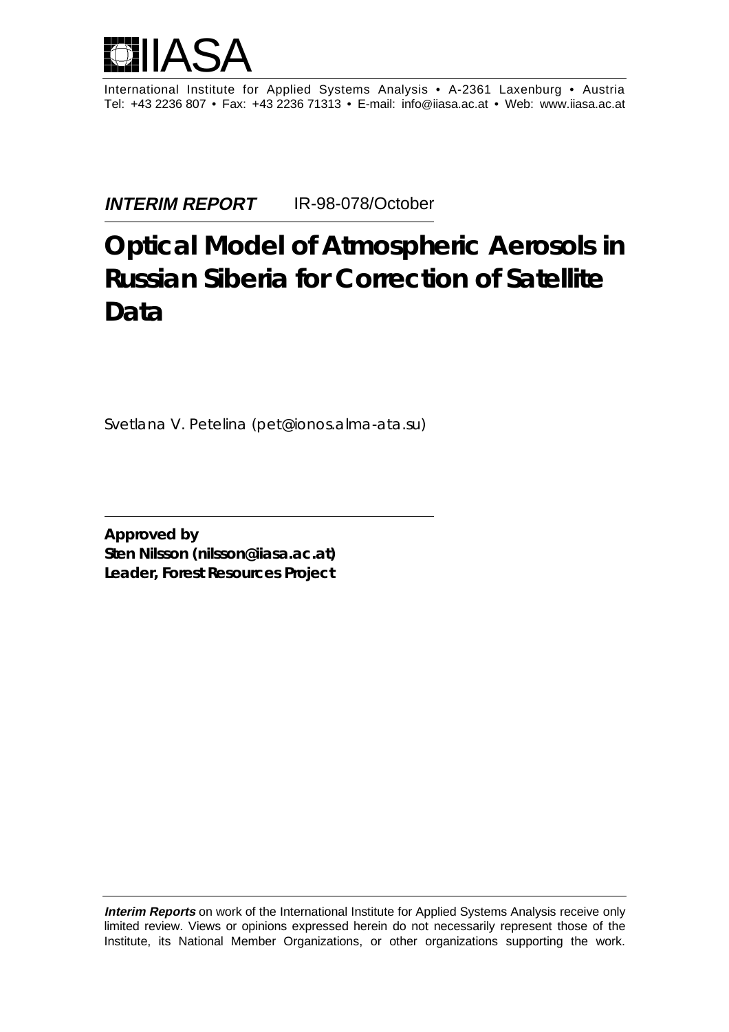IIASA

International Institute for Applied Systems Analysis • A-2361 Laxenburg • Austria
Tel: +43 2236 807 • Fax: +43 2236 71313 • E-mail: info@iiasa.ac.at • Web: www.iiasa.ac.at

***INTERIM REPORT*** IR-98-078/October

# Optical Model of Atmospheric Aerosols in Russian Siberia for Correction of Satellite Data

Svetlana V. Petelina (pet@ionos.alma-ata.su)

**Approved by**
**Sten Nilsson (nilsson@iiasa.ac.at)**
**Leader, Forest Resources Project**

***Interim Reports*** on work of the International Institute for Applied Systems Analysis receive only limited review. Views or opinions expressed herein do not necessarily represent those of the Institute, its National Member Organizations, or other organizations supporting the work.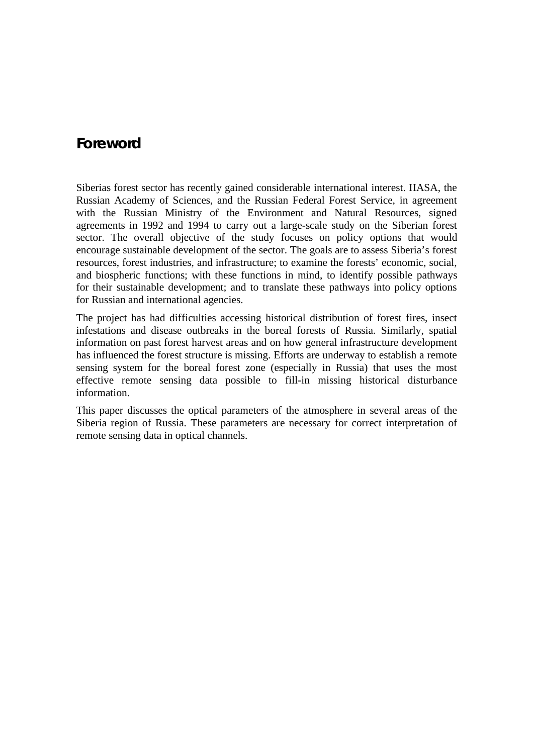# Foreword

Siberias forest sector has recently gained considerable international interest. IIASA, the Russian Academy of Sciences, and the Russian Federal Forest Service, in agreement with the Russian Ministry of the Environment and Natural Resources, signed agreements in 1992 and 1994 to carry out a large-scale study on the Siberian forest sector. The overall objective of the study focuses on policy options that would encourage sustainable development of the sector. The goals are to assess Siberia's forest resources, forest industries, and infrastructure; to examine the forests' economic, social, and biospheric functions; with these functions in mind, to identify possible pathways for their sustainable development; and to translate these pathways into policy options for Russian and international agencies.

The project has had difficulties accessing historical distribution of forest fires, insect infestations and disease outbreaks in the boreal forests of Russia. Similarly, spatial information on past forest harvest areas and on how general infrastructure development has influenced the forest structure is missing. Efforts are underway to establish a remote sensing system for the boreal forest zone (especially in Russia) that uses the most effective remote sensing data possible to fill-in missing historical disturbance information.

This paper discusses the optical parameters of the atmosphere in several areas of the Siberia region of Russia. These parameters are necessary for correct interpretation of remote sensing data in optical channels.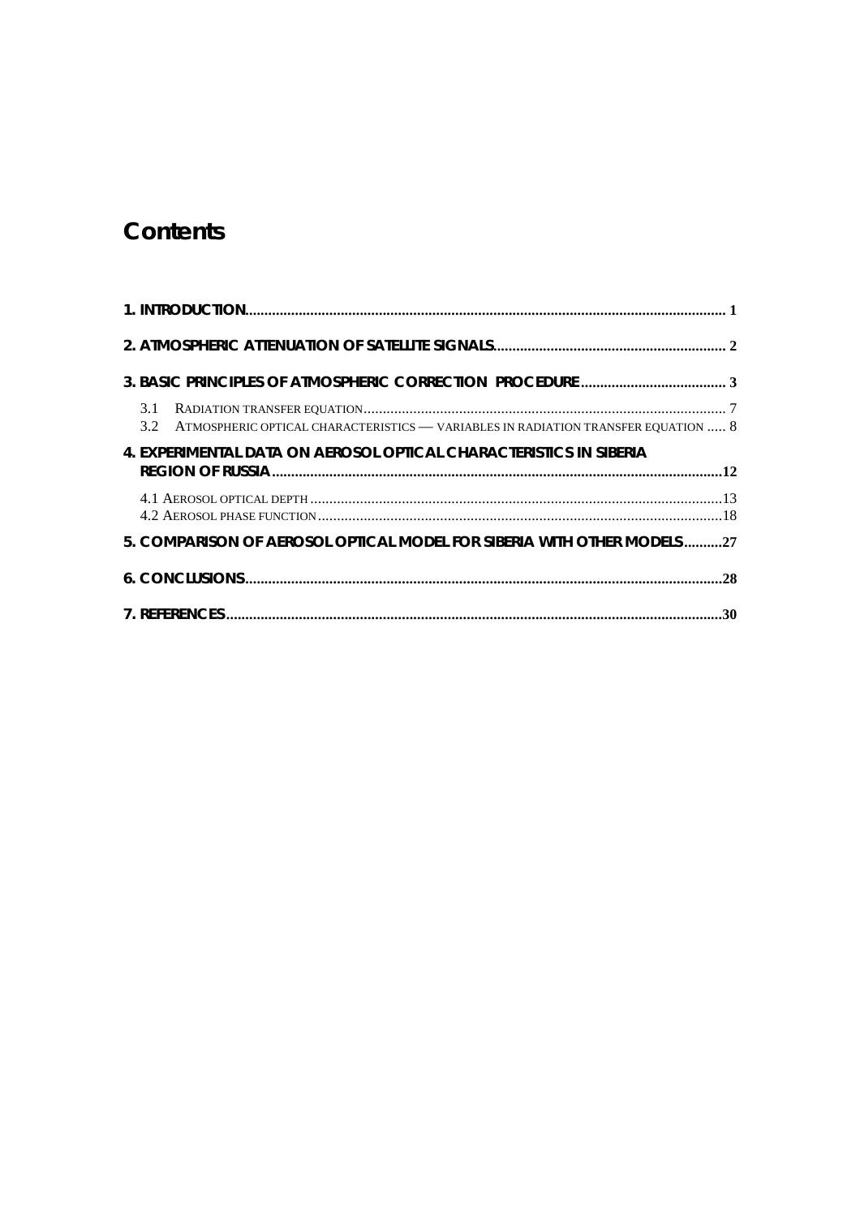# Contents

**1. INTRODUCTION** ........................................................................................................................ **1**

**2. ATMOSPHERIC ATTENUATION OF SATELLITE SIGNALS** ............................................................ **2**

**3. BASIC PRINCIPLES OF ATMOSPHERIC CORRECTION PROCEDURE** ...................................... **3**

3.1 RADIATION TRANSFER EQUATION .............................................................................................. 7
3.2 ATMOSPHERIC OPTICAL CHARACTERISTICS — VARIABLES IN RADIATION TRANSFER EQUATION ..... 8

**4. EXPERIMENTAL DATA ON AEROSOL OPTICAL CHARACTERISTICS IN SIBERIA REGION OF RUSSIA** ..................................................................................................................... **12**

4.1 AEROSOL OPTICAL DEPTH ........................................................................................................... 13
4.2 AEROSOL PHASE FUNCTION ......................................................................................................... 18

**5. COMPARISON OF AEROSOL OPTICAL MODEL FOR SIBERIA WITH OTHER MODELS** .......... **27**

**6. CONCLUSIONS** ........................................................................................................................... **28**

**7. REFERENCES** ................................................................................................................................ **30**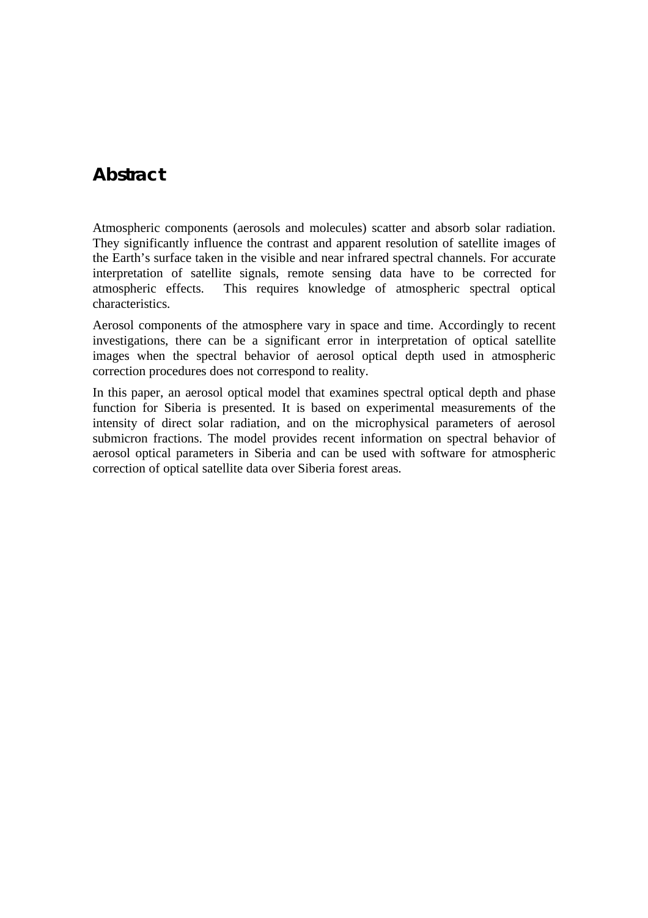# Abstract

Atmospheric components (aerosols and molecules) scatter and absorb solar radiation. They significantly influence the contrast and apparent resolution of satellite images of the Earth's surface taken in the visible and near infrared spectral channels. For accurate interpretation of satellite signals, remote sensing data have to be corrected for atmospheric effects. This requires knowledge of atmospheric spectral optical characteristics.

Aerosol components of the atmosphere vary in space and time. Accordingly to recent investigations, there can be a significant error in interpretation of optical satellite images when the spectral behavior of aerosol optical depth used in atmospheric correction procedures does not correspond to reality.

In this paper, an aerosol optical model that examines spectral optical depth and phase function for Siberia is presented. It is based on experimental measurements of the intensity of direct solar radiation, and on the microphysical parameters of aerosol submicron fractions. The model provides recent information on spectral behavior of aerosol optical parameters in Siberia and can be used with software for atmospheric correction of optical satellite data over Siberia forest areas.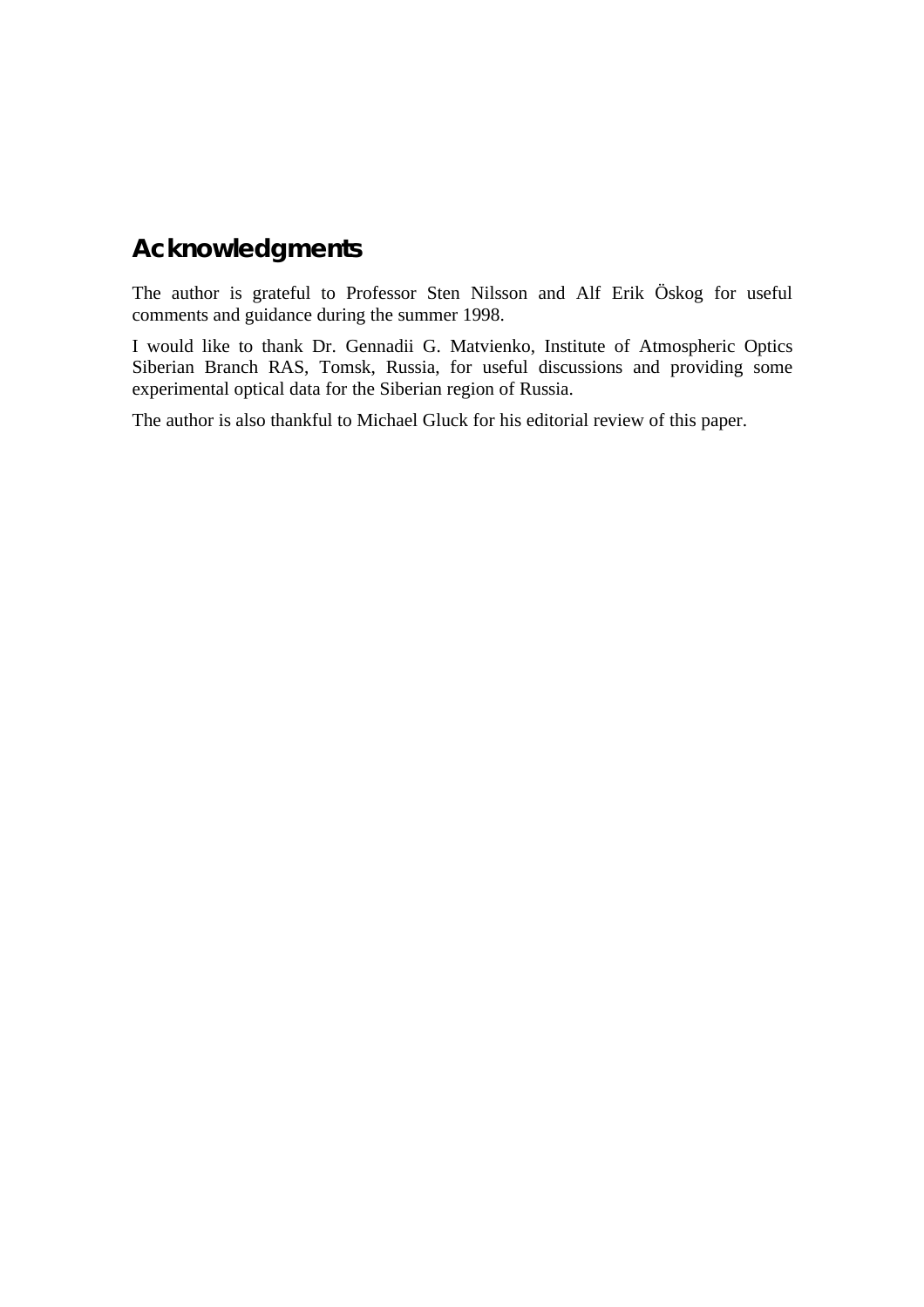## Acknowledgments

The author is grateful to Professor Sten Nilsson and Alf Erik Öskog for useful comments and guidance during the summer 1998.

I would like to thank Dr. Gennadii G. Matvienko, Institute of Atmospheric Optics Siberian Branch RAS, Tomsk, Russia, for useful discussions and providing some experimental optical data for the Siberian region of Russia.

The author is also thankful to Michael Gluck for his editorial review of this paper.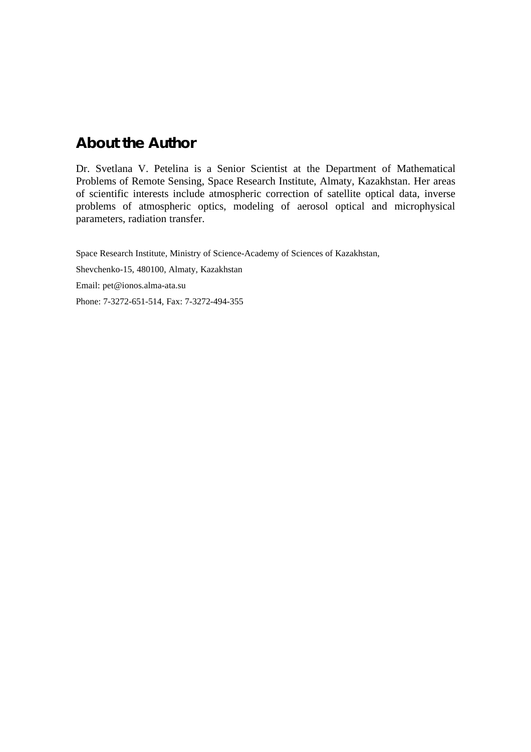## About the Author

Dr. Svetlana V. Petelina is a Senior Scientist at the Department of Mathematical Problems of Remote Sensing, Space Research Institute, Almaty, Kazakhstan. Her areas of scientific interests include atmospheric correction of satellite optical data, inverse problems of atmospheric optics, modeling of aerosol optical and microphysical parameters, radiation transfer.

Space Research Institute, Ministry of Science-Academy of Sciences of Kazakhstan,

Shevchenko-15, 480100, Almaty, Kazakhstan

Email: pet@ionos.alma-ata.su

Phone: 7-3272-651-514, Fax: 7-3272-494-355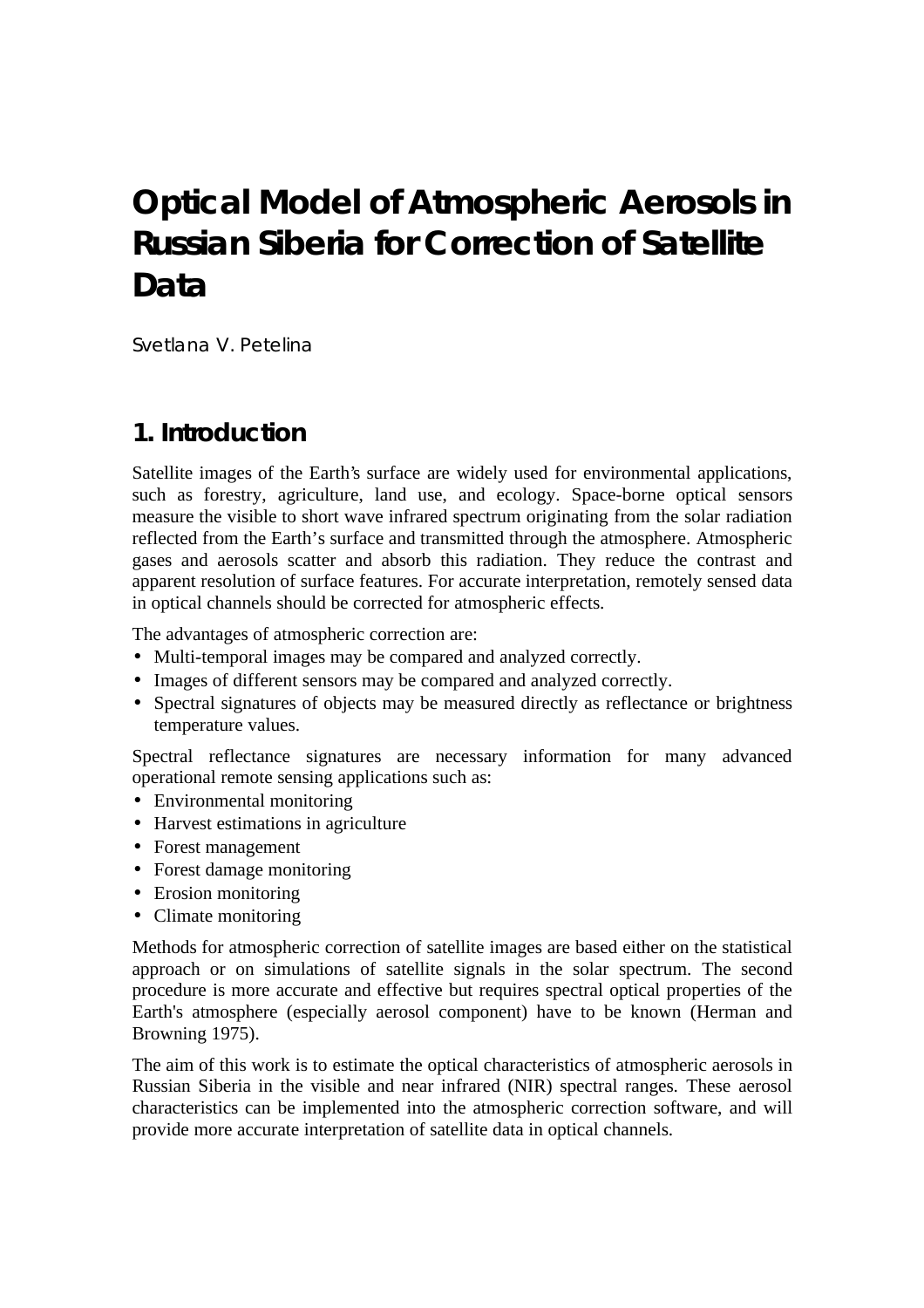# Optical Model of Atmospheric Aerosols in Russian Siberia for Correction of Satellite Data

Svetlana V. Petelina

## 1. Introduction

Satellite images of the Earth's surface are widely used for environmental applications, such as forestry, agriculture, land use, and ecology. Space-borne optical sensors measure the visible to short wave infrared spectrum originating from the solar radiation reflected from the Earth's surface and transmitted through the atmosphere. Atmospheric gases and aerosols scatter and absorb this radiation. They reduce the contrast and apparent resolution of surface features. For accurate interpretation, remotely sensed data in optical channels should be corrected for atmospheric effects.

The advantages of atmospheric correction are:

- Multi-temporal images may be compared and analyzed correctly.
- Images of different sensors may be compared and analyzed correctly.
- Spectral signatures of objects may be measured directly as reflectance or brightness temperature values.

Spectral reflectance signatures are necessary information for many advanced operational remote sensing applications such as:

- Environmental monitoring
- Harvest estimations in agriculture
- Forest management
- Forest damage monitoring
- Erosion monitoring
- Climate monitoring

Methods for atmospheric correction of satellite images are based either on the statistical approach or on simulations of satellite signals in the solar spectrum. The second procedure is more accurate and effective but requires spectral optical properties of the Earth's atmosphere (especially aerosol component) have to be known (Herman and Browning 1975).

The aim of this work is to estimate the optical characteristics of atmospheric aerosols in Russian Siberia in the visible and near infrared (NIR) spectral ranges. These aerosol characteristics can be implemented into the atmospheric correction software, and will provide more accurate interpretation of satellite data in optical channels.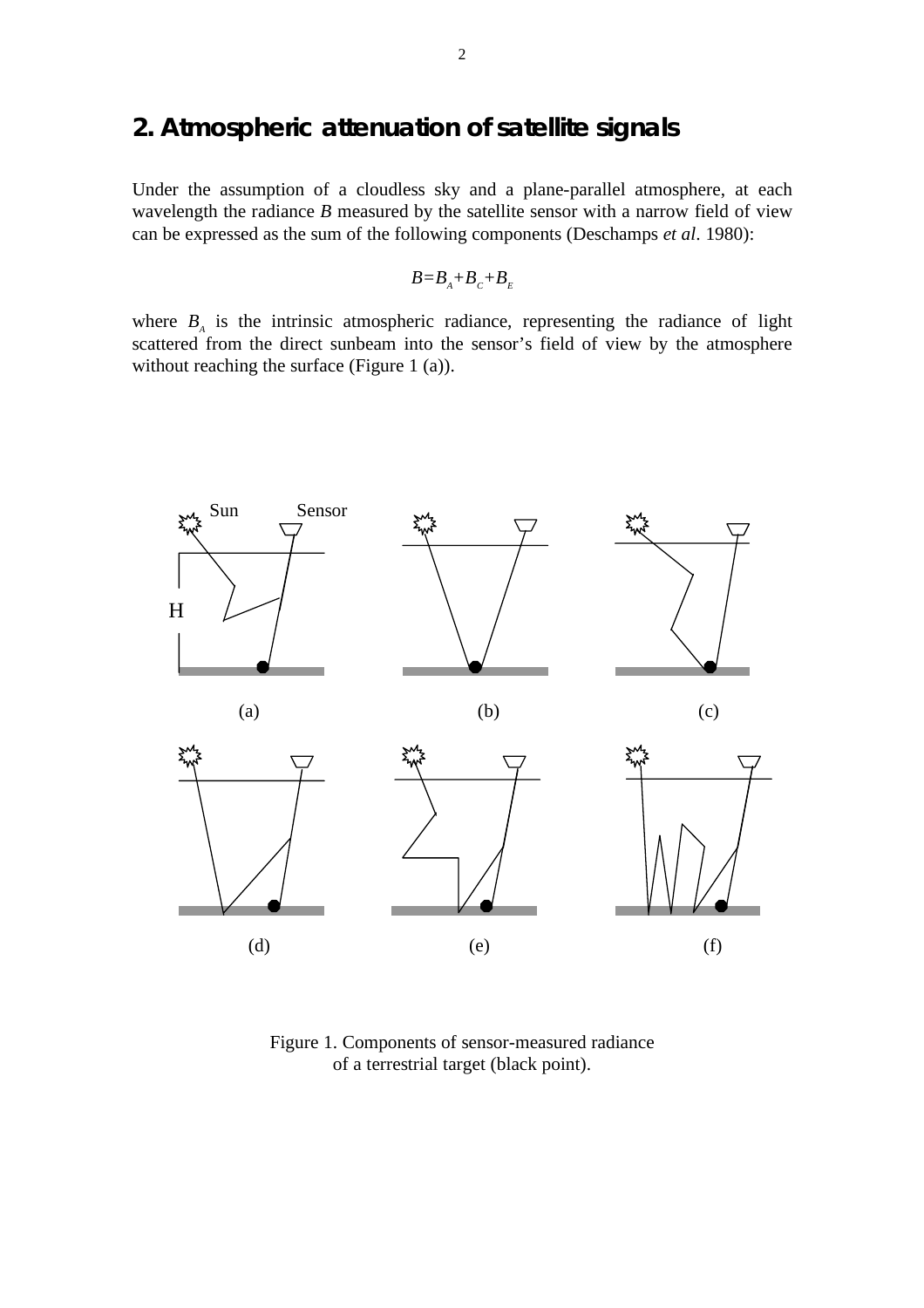## 2. Atmospheric attenuation of satellite signals

Under the assumption of a cloudless sky and a plane-parallel atmosphere, at each wavelength the radiance $B$ measured by the satellite sensor with a narrow field of view can be expressed as the sum of the following components (Deschamps *et al*. 1980):

$$B=B_A+B_C+B_E$$

where $B_A$ is the intrinsic atmospheric radiance, representing the radiance of light scattered from the direct sunbeam into the sensor's field of view by the atmosphere without reaching the surface (Figure 1 (a)).

Figure 1. Components of sensor-measured radiance of a terrestrial target (black point).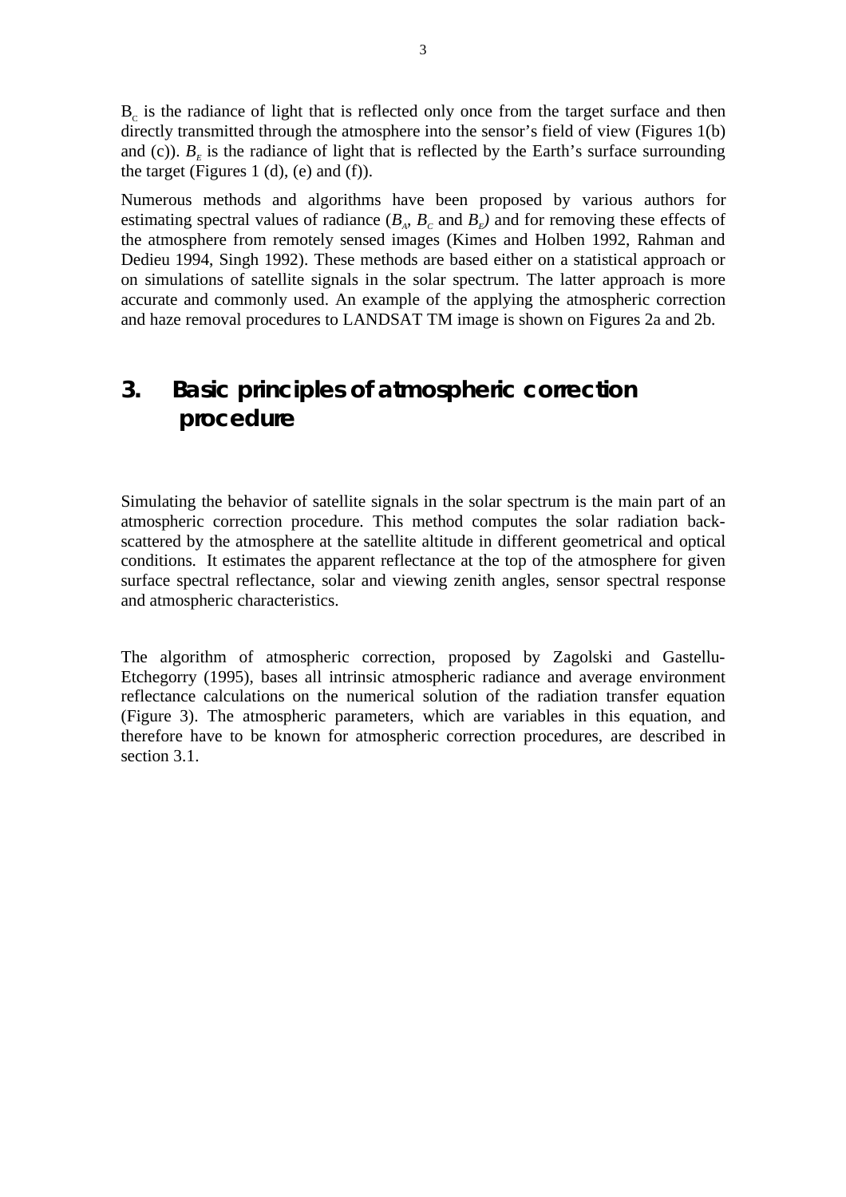$B_C$ is the radiance of light that is reflected only once from the target surface and then directly transmitted through the atmosphere into the sensor's field of view (Figures 1(b) and (c)). $B_E$ is the radiance of light that is reflected by the Earth's surface surrounding the target (Figures 1 (d), (e) and (f)).

Numerous methods and algorithms have been proposed by various authors for estimating spectral values of radiance ($B_A$, $B_C$ and $B_E$) and for removing these effects of the atmosphere from remotely sensed images (Kimes and Holben 1992, Rahman and Dedieu 1994, Singh 1992). These methods are based either on a statistical approach or on simulations of satellite signals in the solar spectrum. The latter approach is more accurate and commonly used. An example of the applying the atmospheric correction and haze removal procedures to LANDSAT TM image is shown on Figures 2a and 2b.

# 3. Basic principles of atmospheric correction procedure

Simulating the behavior of satellite signals in the solar spectrum is the main part of an atmospheric correction procedure. This method computes the solar radiation back-scattered by the atmosphere at the satellite altitude in different geometrical and optical conditions. It estimates the apparent reflectance at the top of the atmosphere for given surface spectral reflectance, solar and viewing zenith angles, sensor spectral response and atmospheric characteristics.

The algorithm of atmospheric correction, proposed by Zagolski and Gastellu-Etchegorry (1995), bases all intrinsic atmospheric radiance and average environment reflectance calculations on the numerical solution of the radiation transfer equation (Figure 3). The atmospheric parameters, which are variables in this equation, and therefore have to be known for atmospheric correction procedures, are described in section 3.1.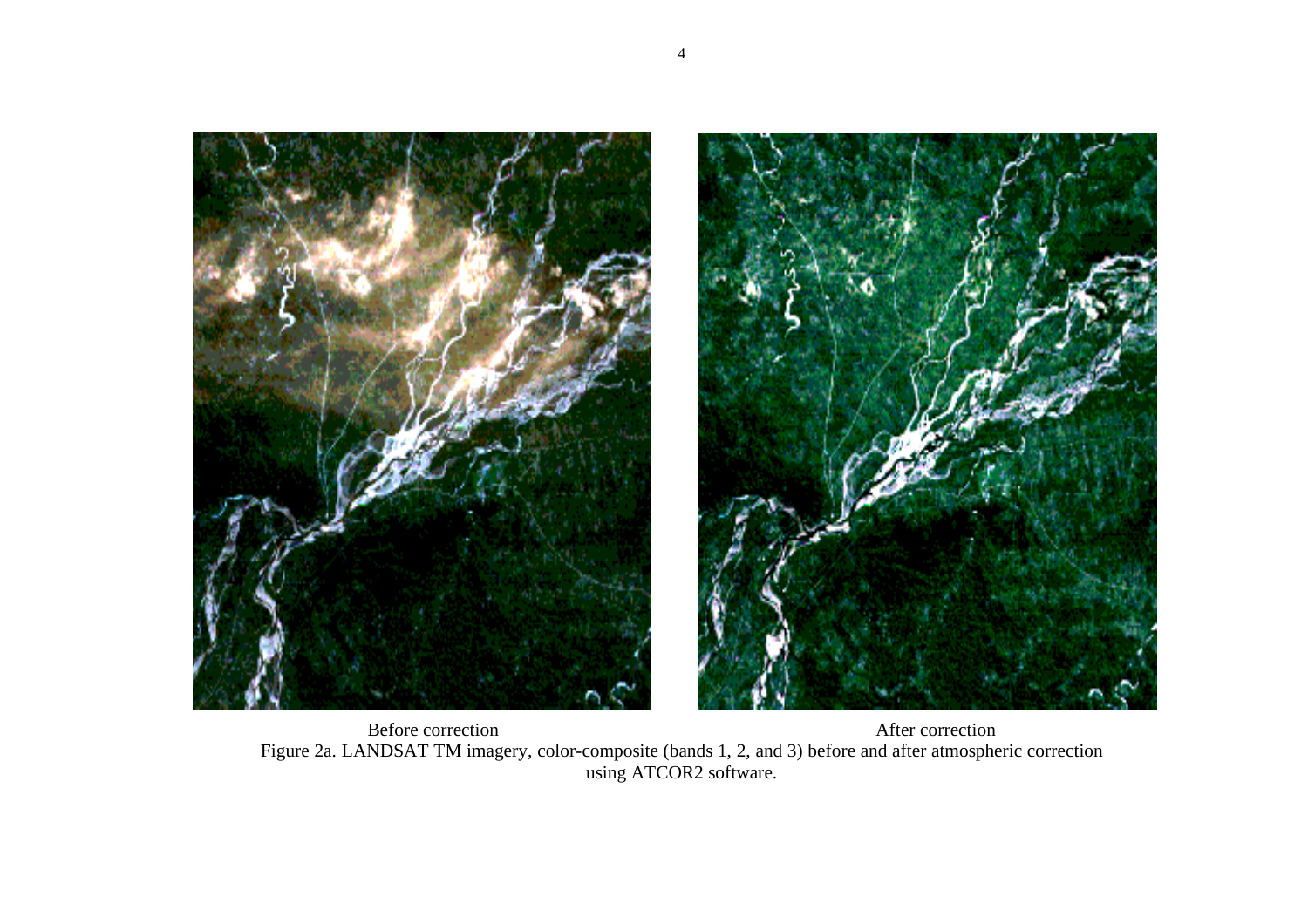Before correction After correction

Figure 2a. LANDSAT TM imagery, color-composite (bands 1, 2, and 3) before and after atmospheric correction using ATCOR2 software.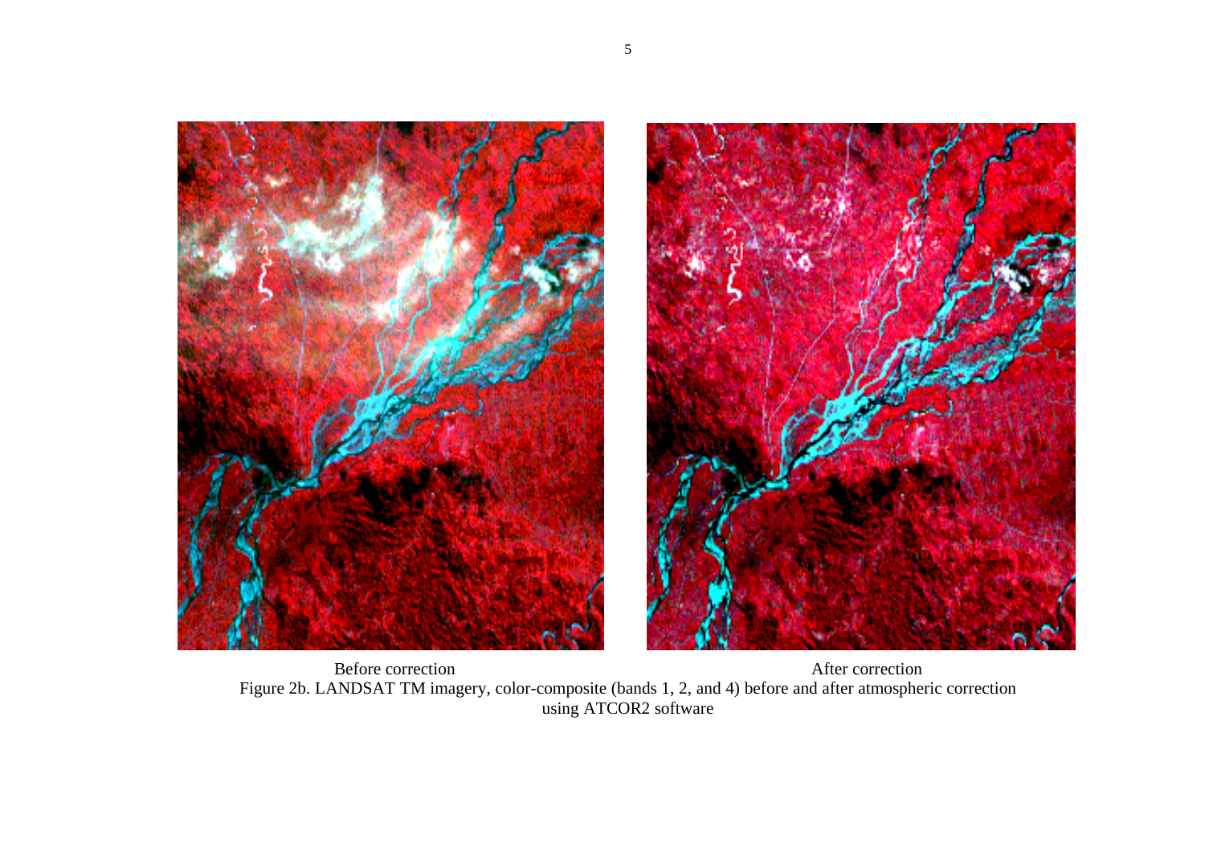Before correction

After correction

Figure 2b. LANDSAT TM imagery, color-composite (bands 1, 2, and 4) before and after atmospheric correction using ATCOR2 software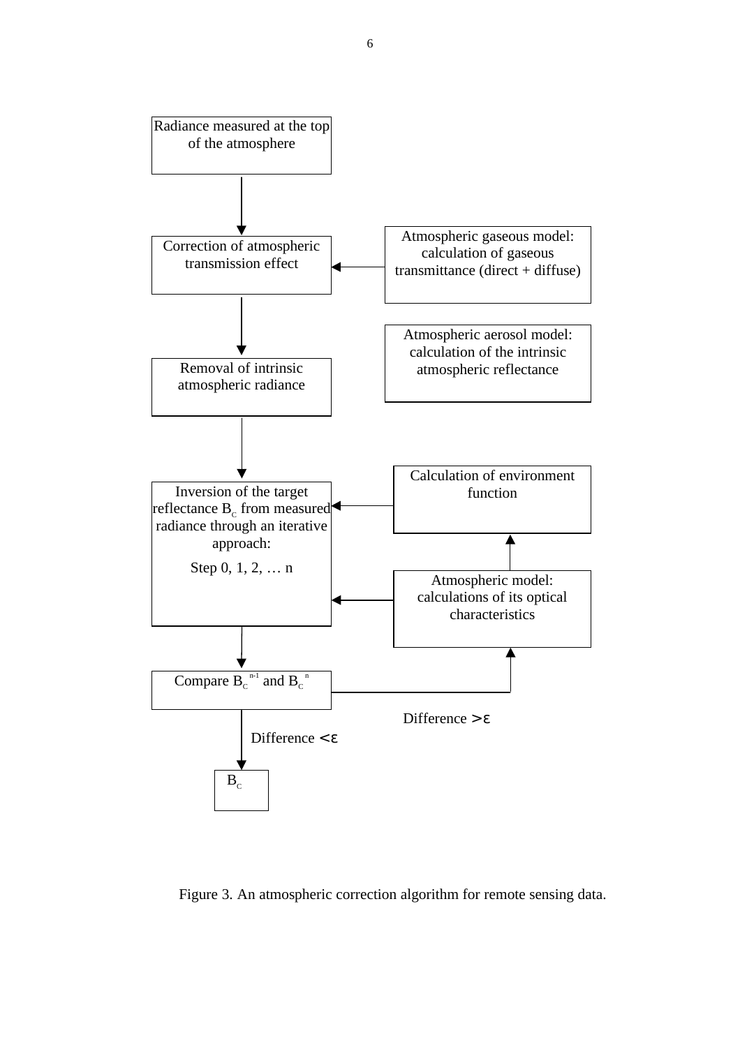Radiance measured at the top of the atmosphere

Correction of atmospheric transmission effect

Atmospheric gaseous model: calculation of gaseous transmittance (direct + diffuse)

Atmospheric aerosol model: calculation of the intrinsic atmospheric reflectance

Removal of intrinsic atmospheric radiance

Calculation of environment function

Inversion of the target reflectance $B_C$ from measured radiance through an iterative approach:

Step 0, 1, 2, … n

Atmospheric model: calculations of its optical characteristics

Compare $B_C^{n-1}$ and $B_C^{n}$

Difference $> \varepsilon$

Difference $< \varepsilon$

$B_C$

Figure 3. An atmospheric correction algorithm for remote sensing data.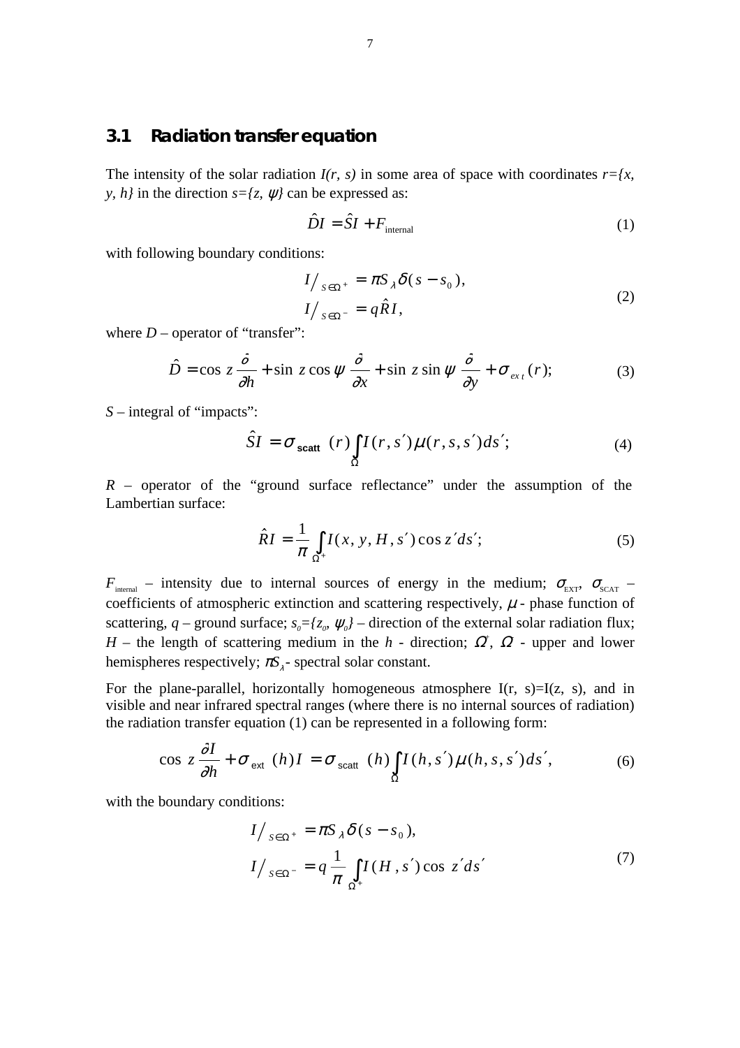### 3.1 Radiation transfer equation

The intensity of the solar radiation $I(r, s)$ in some area of space with coordinates $r=\{x, y, h\}$ in the direction $s=\{z, \psi\}$ can be expressed as:

$$\hat{D}I = \hat{S}I + F_{\text{internal}} \tag{1}$$

with following boundary conditions:

$$\begin{aligned} I\big/_{s\in\Omega^+} &= \pi S_\lambda \delta(s - s_0), \\ I\big/_{s\in\Omega^-} &= q\hat{R}I, \end{aligned} \tag{2}$$

where $D$ – operator of "transfer":

$$\hat{D} = \cos z \frac{\hat{\partial}}{\partial h} + \sin z \cos\psi \frac{\hat{\partial}}{\partial x} + \sin z \sin\psi \frac{\hat{\partial}}{\partial y} + \sigma_{ext}(r); \tag{3}$$

$S$ – integral of "impacts":

$$\hat{S}I = \sigma_{\text{scatt}}(r)\int_{\Omega} I(r, s')\mu(r, s, s')ds'; \tag{4}$$

$R$ – operator of the "ground surface reflectance" under the assumption of the Lambertian surface:

$$\hat{R}I = \frac{1}{\pi}\int_{\Omega^+} I(x, y, H, s')\cos z' ds'; \tag{5}$$

$F_{\text{internal}}$ – intensity due to internal sources of energy in the medium; $\sigma_{\text{EXT}}$, $\sigma_{\text{SCAT}}$ – coefficients of atmospheric extinction and scattering respectively, $\mu$ - phase function of scattering, $q$ – ground surface; $s_0=\{z_0, \psi_0\}$ – direction of the external solar radiation flux; $H$ – the length of scattering medium in the $h$ - direction; $\Omega^+$, $\Omega^-$ - upper and lower hemispheres respectively; $\pi S_\lambda$- spectral solar constant.

For the plane-parallel, horizontally homogeneous atmosphere I(r, s)=I(z, s), and in visible and near infrared spectral ranges (where there is no internal sources of radiation) the radiation transfer equation (1) can be represented in a following form:

$$\cos z \frac{\partial I}{\partial h} + \sigma_{\text{ext}}(h)I = \sigma_{\text{scatt}}(h)\int_{\Omega} I(h, s')\mu(h, s, s')ds', \tag{6}$$

with the boundary conditions:

$$\begin{aligned} I\big/_{s\in\Omega^+} &= \pi S_\lambda \delta(s - s_0), \\ I\big/_{s\in\Omega^-} &= q\frac{1}{\pi}\int_{\Omega^+} I(H, s')\cos z' ds' \end{aligned} \tag{7}$$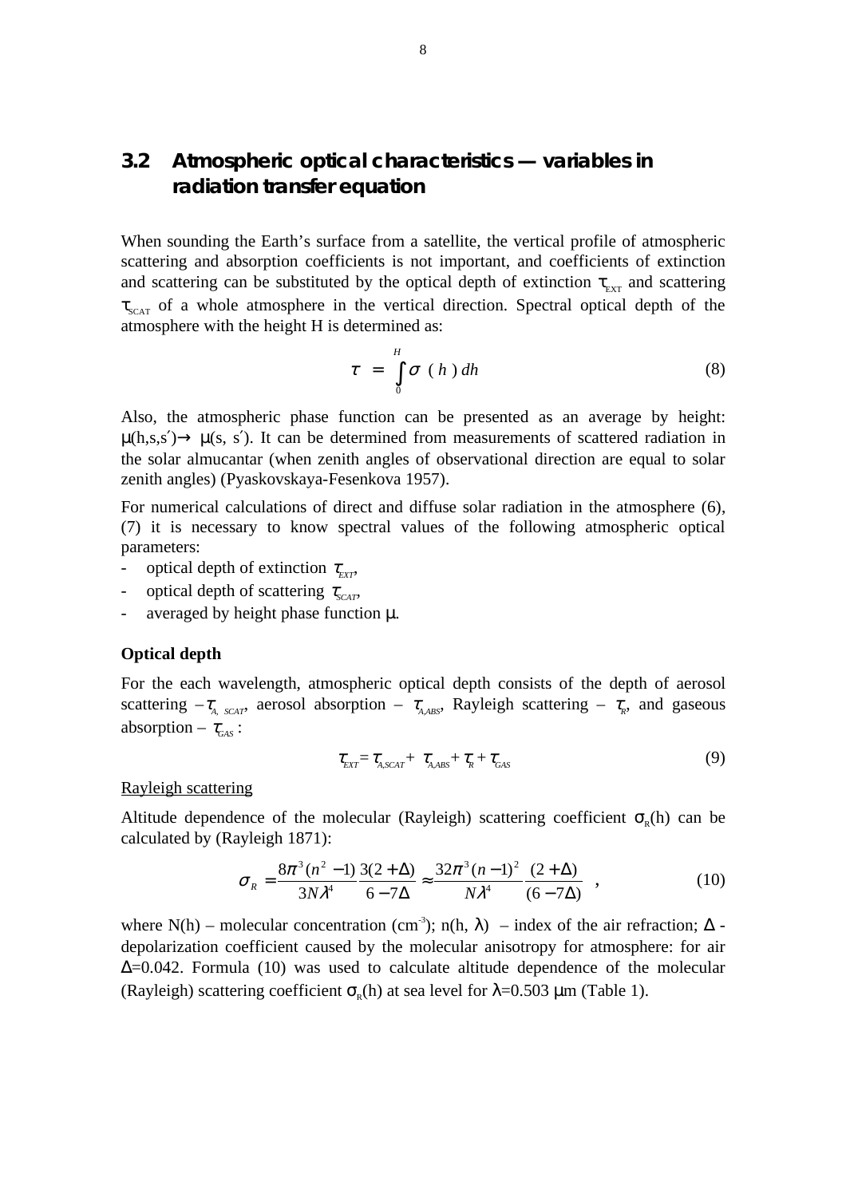## 3.2 Atmospheric optical characteristics — variables in radiation transfer equation

When sounding the Earth's surface from a satellite, the vertical profile of atmospheric scattering and absorption coefficients is not important, and coefficients of extinction and scattering can be substituted by the optical depth of extinction $\tau_{EXT}$ and scattering $\tau_{SCAT}$ of a whole atmosphere in the vertical direction. Spectral optical depth of the atmosphere with the height H is determined as:

$$\tau = \int_0^H \sigma(h)\,dh \tag{8}$$

Also, the atmospheric phase function can be presented as an average by height: $\mu(h,s,s') \rightarrow \mu(s, s')$. It can be determined from measurements of scattered radiation in the solar almucantar (when zenith angles of observational direction are equal to solar zenith angles) (Pyaskovskaya-Fesenkova 1957).

For numerical calculations of direct and diffuse solar radiation in the atmosphere (6), (7) it is necessary to know spectral values of the following atmospheric optical parameters:

- optical depth of extinction $\tau_{EXT}$,
- optical depth of scattering $\tau_{SCAT}$,
- averaged by height phase function $\mu$.

**Optical depth**

For the each wavelength, atmospheric optical depth consists of the depth of aerosol scattering – $\tau_{A,\ SCAT}$, aerosol absorption – $\tau_{A,ABS}$, Rayleigh scattering – $\tau_R$, and gaseous absorption – $\tau_{GAS}$ :

$$\tau_{EXT} = \tau_{A,SCAT} + \tau_{A,ABS} + \tau_R + \tau_{GAS} \tag{9}$$

Rayleigh scattering

Altitude dependence of the molecular (Rayleigh) scattering coefficient $\sigma_R(h)$ can be calculated by (Rayleigh 1871):

$$\sigma_R = \frac{8\pi^3(n^2-1)}{3N\lambda^4}\frac{3(2+\Delta)}{6-7\Delta} \approx \frac{32\pi^3(n-1)^2}{N\lambda^4}\frac{(2+\Delta)}{(6-7\Delta)} \ , \tag{10}$$

where N(h) – molecular concentration ($cm^{-3}$); n(h, $\lambda$) – index of the air refraction; $\Delta$ - depolarization coefficient caused by the molecular anisotropy for atmosphere: for air $\Delta$=0.042. Formula (10) was used to calculate altitude dependence of the molecular (Rayleigh) scattering coefficient $\sigma_R(h)$ at sea level for $\lambda$=0.503 μm (Table 1).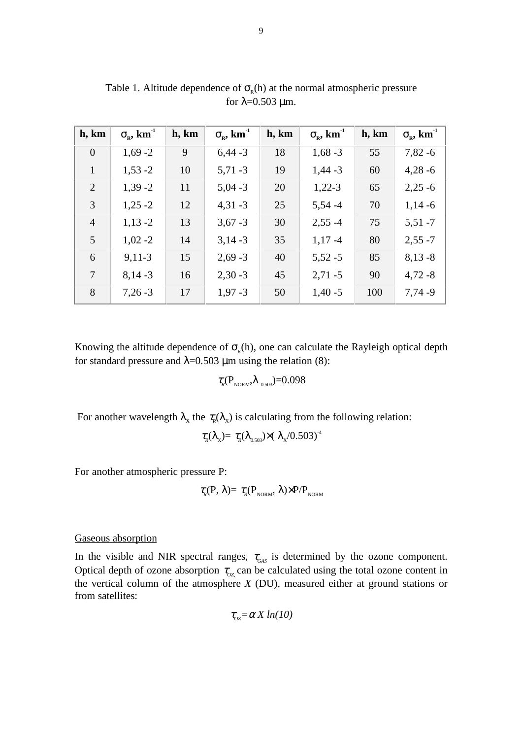Table 1. Altitude dependence of $\sigma_R(h)$ at the normal atmospheric pressure for $\lambda$=0.503 $\mu$m.

| h, km | $\sigma_R$, km$^{-1}$ | h, km | $\sigma_R$, km$^{-1}$ | h, km | $\sigma_R$, km$^{-1}$ | h, km | $\sigma_R$, km$^{-1}$ |
|---|---|---|---|---|---|---|---|
| 0 | 1,69 -2 | 9 | 6,44 -3 | 18 | 1,68 -3 | 55 | 7,82 -6 |
| 1 | 1,53 -2 | 10 | 5,71 -3 | 19 | 1,44 -3 | 60 | 4,28 -6 |
| 2 | 1,39 -2 | 11 | 5,04 -3 | 20 | 1,22-3 | 65 | 2,25 -6 |
| 3 | 1,25 -2 | 12 | 4,31 -3 | 25 | 5,54 -4 | 70 | 1,14 -6 |
| 4 | 1,13 -2 | 13 | 3,67 -3 | 30 | 2,55 -4 | 75 | 5,51 -7 |
| 5 | 1,02 -2 | 14 | 3,14 -3 | 35 | 1,17 -4 | 80 | 2,55 -7 |
| 6 | 9,11-3 | 15 | 2,69 -3 | 40 | 5,52 -5 | 85 | 8,13 -8 |
| 7 | 8,14 -3 | 16 | 2,30 -3 | 45 | 2,71 -5 | 90 | 4,72 -8 |
| 8 | 7,26 -3 | 17 | 1,97 -3 | 50 | 1,40 -5 | 100 | 7,74 -9 |

Knowing the altitude dependence of $\sigma_R(h)$, one can calculate the Rayleigh optical depth for standard pressure and $\lambda$=0.503 $\mu$m using the relation (8):

$$\tau_R(P_{NORM},\lambda_{0.503})=0.098$$

For another wavelength $\lambda_X$ the $\tau_R(\lambda_X)$ is calculating from the following relation:

$$\tau_R(\lambda_X)= \tau_R(\lambda_{0.503})\times(\lambda_X/0.503)^{-4}$$

For another atmospheric pressure P:

$$\tau_R(P, \lambda)= \tau_R(P_{NORM}, \lambda)\times P/P_{NORM}$$

Gaseous absorption

In the visible and NIR spectral ranges, $\tau_{GAS}$ is determined by the ozone component. Optical depth of ozone absorption $\tau_{OZ}$ can be calculated using the total ozone content in the vertical column of the atmosphere *X* (DU), measured either at ground stations or from satellites:

$$\tau_{OZ}=\alpha\, X\, ln(10)$$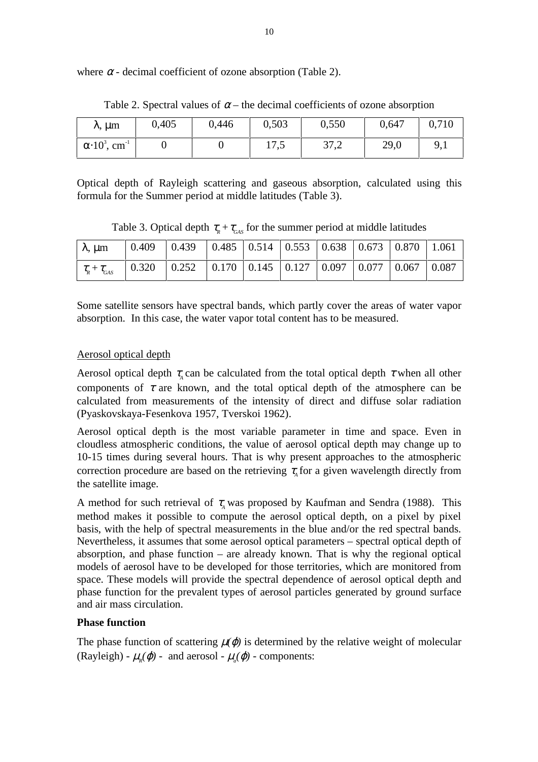where $\alpha$ - decimal coefficient of ozone absorption (Table 2).

Table 2. Spectral values of $\alpha$ – the decimal coefficients of ozone absorption

| $\lambda$, μm | 0,405 | 0,446 | 0,503 | 0,550 | 0,647 | 0,710 |
|---|---|---|---|---|---|---|
| $\alpha \cdot 10^3$, $cm^{-1}$ | 0 | 0 | 17,5 | 37,2 | 29,0 | 9,1 |

Optical depth of Rayleigh scattering and gaseous absorption, calculated using this formula for the Summer period at middle latitudes (Table 3).

Table 3. Optical depth $\tau_R + \tau_{GAS}$ for the summer period at middle latitudes

| $\lambda$, μm | 0.409 | 0.439 | 0.485 | 0.514 | 0.553 | 0.638 | 0.673 | 0.870 | 1.061 |
|---|---|---|---|---|---|---|---|---|---|
| $\tau_R + \tau_{GAS}$ | 0.320 | 0.252 | 0.170 | 0.145 | 0.127 | 0.097 | 0.077 | 0.067 | 0.087 |

Some satellite sensors have spectral bands, which partly cover the areas of water vapor absorption. In this case, the water vapor total content has to be measured.

Aerosol optical depth

Aerosol optical depth $\tau_A$ can be calculated from the total optical depth $\tau$ when all other components of $\tau$ are known, and the total optical depth of the atmosphere can be calculated from measurements of the intensity of direct and diffuse solar radiation (Pyaskovskaya-Fesenkova 1957, Tverskoi 1962).

Aerosol optical depth is the most variable parameter in time and space. Even in cloudless atmospheric conditions, the value of aerosol optical depth may change up to 10-15 times during several hours. That is why present approaches to the atmospheric correction procedure are based on the retrieving $\tau_A$ for a given wavelength directly from the satellite image.

A method for such retrieval of $\tau_A$ was proposed by Kaufman and Sendra (1988). This method makes it possible to compute the aerosol optical depth, on a pixel by pixel basis, with the help of spectral measurements in the blue and/or the red spectral bands. Nevertheless, it assumes that some aerosol optical parameters – spectral optical depth of absorption, and phase function – are already known. That is why the regional optical models of aerosol have to be developed for those territories, which are monitored from space. These models will provide the spectral dependence of aerosol optical depth and phase function for the prevalent types of aerosol particles generated by ground surface and air mass circulation.

**Phase function**

The phase function of scattering $\mu(\varphi)$ is determined by the relative weight of molecular (Rayleigh) - $\mu_R(\varphi)$ - and aerosol - $\mu_a(\varphi)$ - components: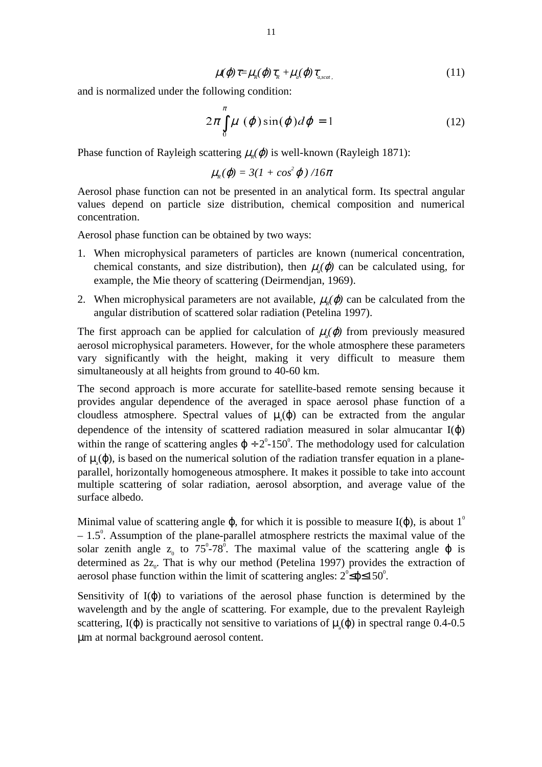$$\mu(\varphi)\tau = \mu_R(\varphi)\tau_R + \mu_a(\varphi)\tau_{a,scat\,,} \qquad (11)$$

and is normalized under the following condition:

$$2\pi \int_0^{\pi} \mu\ (\varphi)\sin(\varphi)d\varphi\ = 1 \qquad (12)$$

Phase function of Rayleigh scattering $\mu_R(\varphi)$ is well-known (Rayleigh 1871):

$$\mu_R(\varphi) = 3(1 + cos^2\varphi\,)\,/16\pi$$

Aerosol phase function can not be presented in an analytical form. Its spectral angular values depend on particle size distribution, chemical composition and numerical concentration.

Aerosol phase function can be obtained by two ways:

1. When microphysical parameters of particles are known (numerical concentration, chemical constants, and size distribution), then $\mu_a(\varphi)$ can be calculated using, for example, the Mie theory of scattering (Deirmendjan, 1969).
2. When microphysical parameters are not available, $\mu_R(\varphi)$ can be calculated from the angular distribution of scattered solar radiation (Petelina 1997).

The first approach can be applied for calculation of $\mu_a(\varphi)$ from previously measured aerosol microphysical parameters. However, for the whole atmosphere these parameters vary significantly with the height, making it very difficult to measure them simultaneously at all heights from ground to 40-60 km.

The second approach is more accurate for satellite-based remote sensing because it provides angular dependence of the averaged in space aerosol phase function of a cloudless atmosphere. Spectral values of $\mu_a(\varphi)$ can be extracted from the angular dependence of the intensity of scattered radiation measured in solar almucantar $I(\varphi)$ within the range of scattering angles $\varphi \div 2^0$-$150^0$. The methodology used for calculation of $\mu_a(\varphi)$, is based on the numerical solution of the radiation transfer equation in a plane-parallel, horizontally homogeneous atmosphere. It makes it possible to take into account multiple scattering of solar radiation, aerosol absorption, and average value of the surface albedo.

Minimal value of scattering angle $\varphi$, for which it is possible to measure $I(\varphi)$, is about $1^0$ – $1.5^0$. Assumption of the plane-parallel atmosphere restricts the maximal value of the solar zenith angle $z_0$ to $75^0$-$78^0$. The maximal value of the scattering angle $\varphi$ is determined as $2z_0$. That is why our method (Petelina 1997) provides the extraction of aerosol phase function within the limit of scattering angles: $2^0 \leq \varphi \leq 150^0$.

Sensitivity of $I(\varphi)$ to variations of the aerosol phase function is determined by the wavelength and by the angle of scattering. For example, due to the prevalent Rayleigh scattering, $I(\varphi)$ is practically not sensitive to variations of $\mu_a(\varphi)$ in spectral range 0.4-0.5 μm at normal background aerosol content.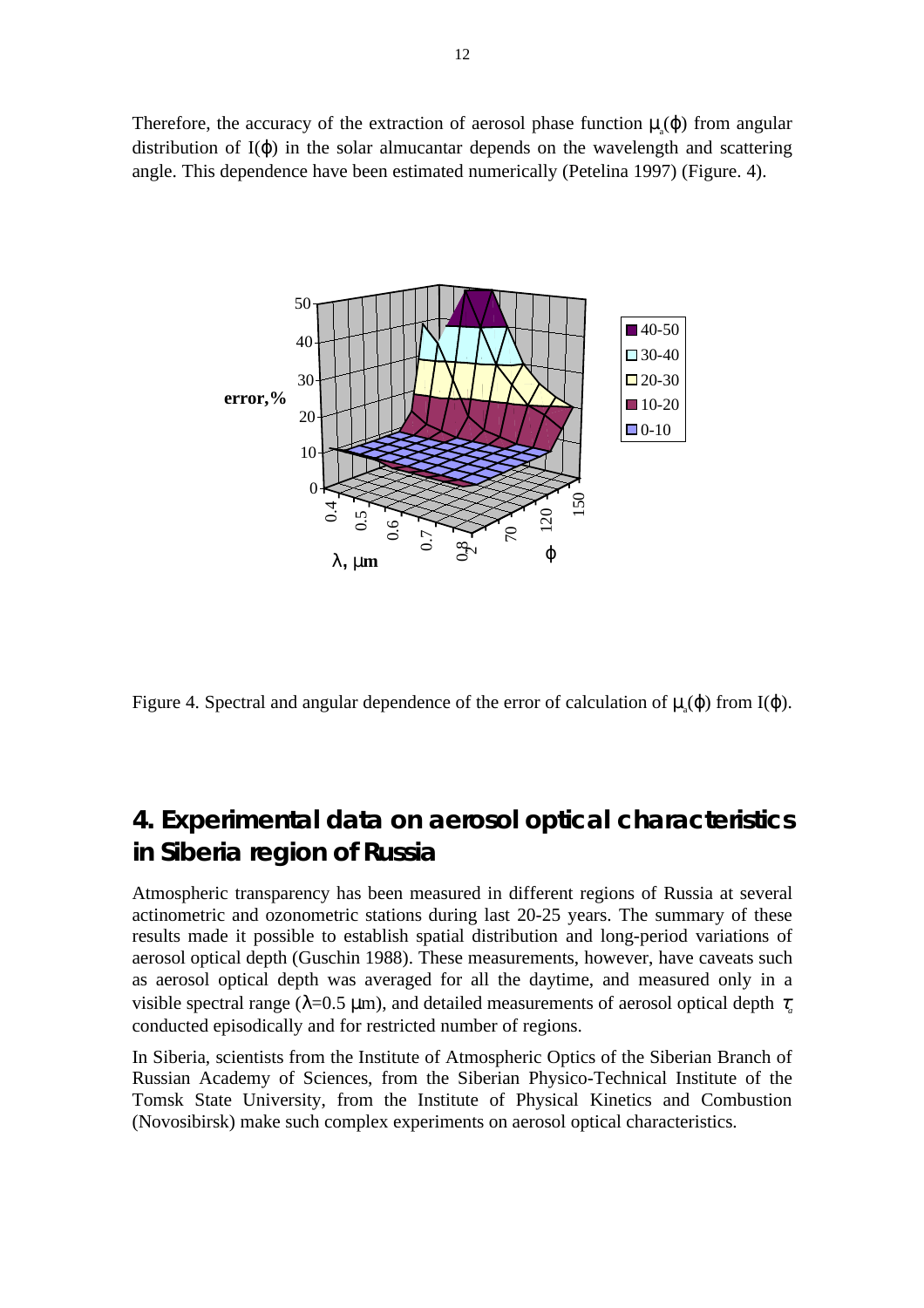Therefore, the accuracy of the extraction of aerosol phase function $\mu_a(\varphi)$ from angular distribution of $I(\varphi)$ in the solar almucantar depends on the wavelength and scattering angle. This dependence have been estimated numerically (Petelina 1997) (Figure. 4).

Figure 4. Spectral and angular dependence of the error of calculation of $\mu_a(\varphi)$ from $I(\varphi)$.

## 4. Experimental data on aerosol optical characteristics in Siberia region of Russia

Atmospheric transparency has been measured in different regions of Russia at several actinometric and ozonometric stations during last 20-25 years. The summary of these results made it possible to establish spatial distribution and long-period variations of aerosol optical depth (Guschin 1988). These measurements, however, have caveats such as aerosol optical depth was averaged for all the daytime, and measured only in a visible spectral range ($\lambda$=0.5 $\mu$m), and detailed measurements of aerosol optical depth $\tau_a$ conducted episodically and for restricted number of regions.

In Siberia, scientists from the Institute of Atmospheric Optics of the Siberian Branch of Russian Academy of Sciences, from the Siberian Physico-Technical Institute of the Tomsk State University, from the Institute of Physical Kinetics and Combustion (Novosibirsk) make such complex experiments on aerosol optical characteristics.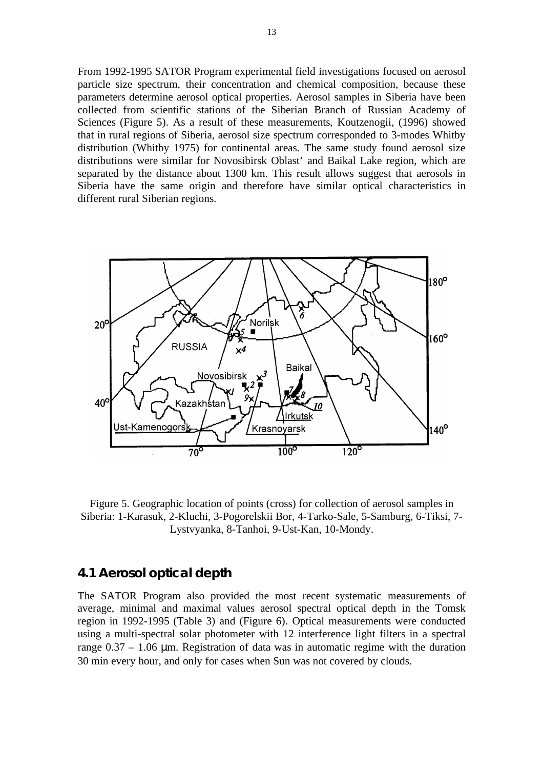From 1992-1995 SATOR Program experimental field investigations focused on aerosol particle size spectrum, their concentration and chemical composition, because these parameters determine aerosol optical properties. Aerosol samples in Siberia have been collected from scientific stations of the Siberian Branch of Russian Academy of Sciences (Figure 5). As a result of these measurements, Koutzenogii, (1996) showed that in rural regions of Siberia, aerosol size spectrum corresponded to 3-modes Whitby distribution (Whitby 1975) for continental areas. The same study found aerosol size distributions were similar for Novosibirsk Oblast' and Baikal Lake region, which are separated by the distance about 1300 km. This result allows suggest that aerosols in Siberia have the same origin and therefore have similar optical characteristics in different rural Siberian regions.

Figure 5. Geographic location of points (cross) for collection of aerosol samples in Siberia: 1-Karasuk, 2-Kluchi, 3-Pogorelskii Bor, 4-Tarko-Sale, 5-Samburg, 6-Tiksi, 7-Lystvyanka, 8-Tanhoi, 9-Ust-Kan, 10-Mondy.

## 4.1 Aerosol optical depth

The SATOR Program also provided the most recent systematic measurements of average, minimal and maximal values aerosol spectral optical depth in the Tomsk region in 1992-1995 (Table 3) and (Figure 6). Optical measurements were conducted using a multi-spectral solar photometer with 12 interference light filters in a spectral range 0.37 – 1.06 μm. Registration of data was in automatic regime with the duration 30 min every hour, and only for cases when Sun was not covered by clouds.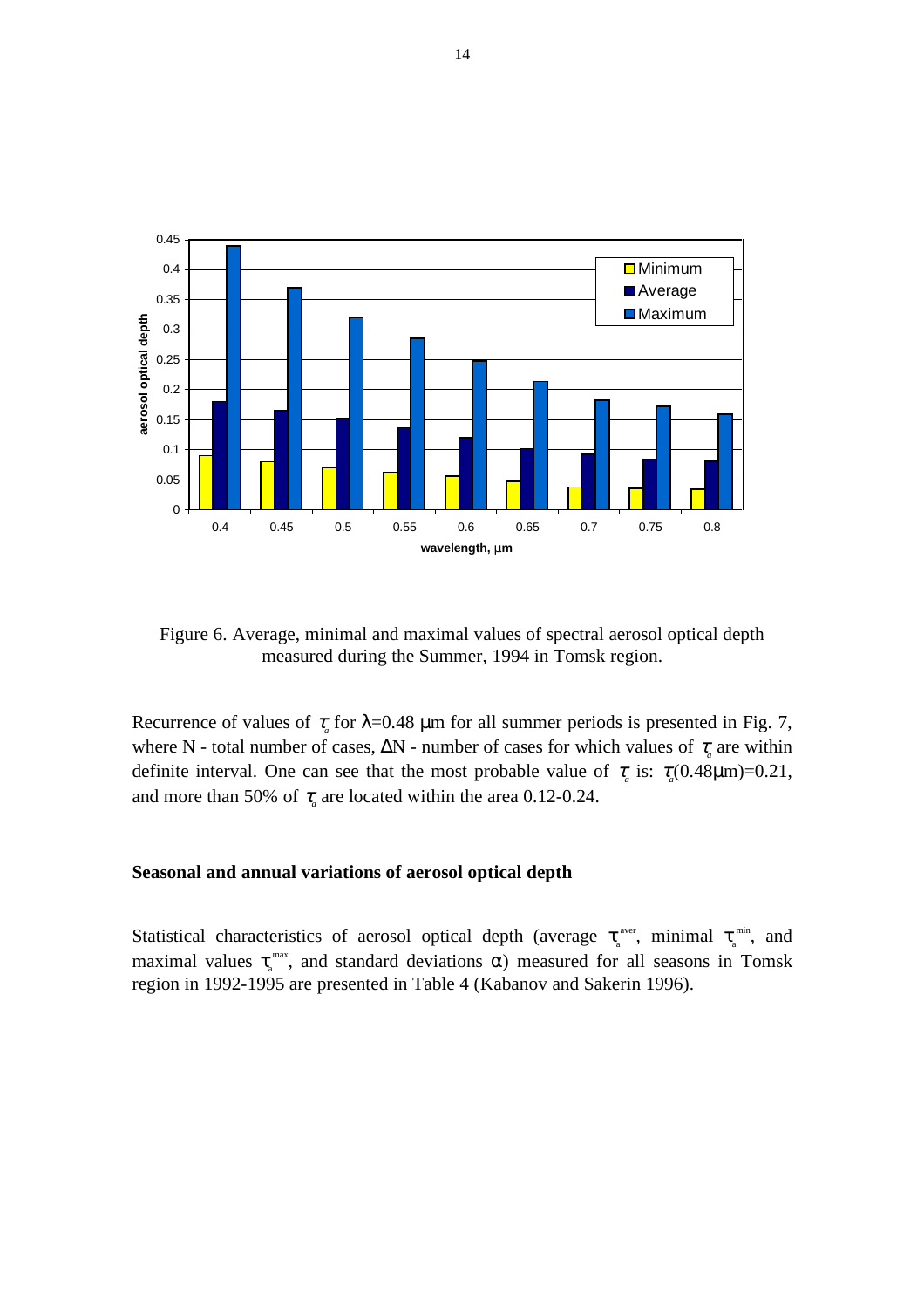Figure 6. Average, minimal and maximal values of spectral aerosol optical depth measured during the Summer, 1994 in Tomsk region.

Recurrence of values of $\tau_a$ for $\lambda$=0.48 μm for all summer periods is presented in Fig. 7, where N - total number of cases, $\Delta$N - number of cases for which values of $\tau_a$ are within definite interval. One can see that the most probable value of $\tau_a$ is: $\tau_a$(0.48μm)=0.21, and more than 50% of $\tau_a$ are located within the area 0.12-0.24.

## Seasonal and annual variations of aerosol optical depth

Statistical characteristics of aerosol optical depth (average $\tau_a^{aver}$, minimal $\tau_a^{min}$, and maximal values $\tau_a^{max}$, and standard deviations $\alpha$) measured for all seasons in Tomsk region in 1992-1995 are presented in Table 4 (Kabanov and Sakerin 1996).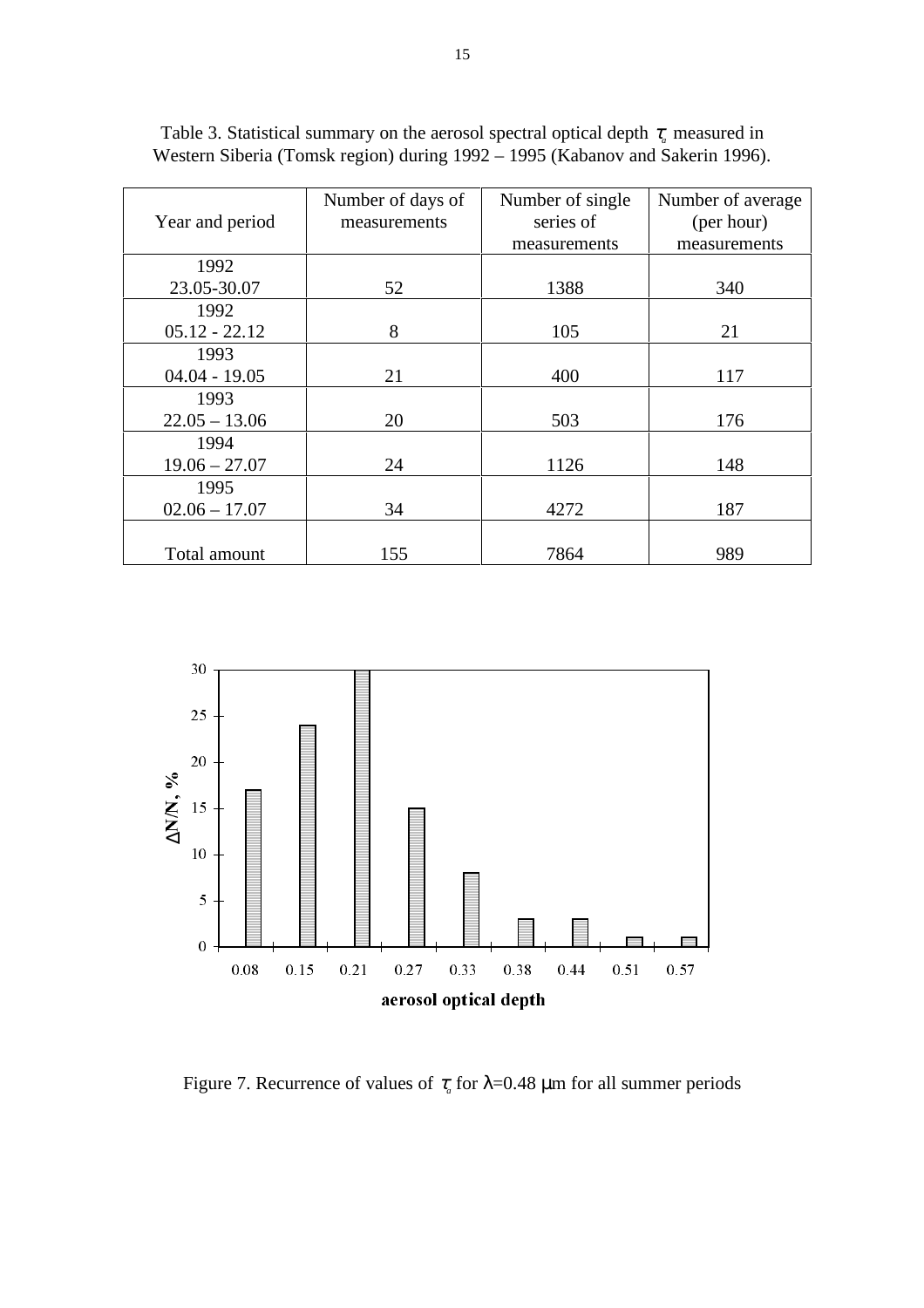Table 3. Statistical summary on the aerosol spectral optical depth $\tau_a$ measured in Western Siberia (Tomsk region) during 1992 – 1995 (Kabanov and Sakerin 1996).

| Year and period | Number of days of measurements | Number of single series of measurements | Number of average (per hour) measurements |
|---|---|---|---|
| 1992 23.05-30.07 | 52 | 1388 | 340 |
| 1992 05.12 - 22.12 | 8 | 105 | 21 |
| 1993 04.04 - 19.05 | 21 | 400 | 117 |
| 1993 22.05 – 13.06 | 20 | 503 | 176 |
| 1994 19.06 – 27.07 | 24 | 1126 | 148 |
| 1995 02.06 – 17.07 | 34 | 4272 | 187 |
| Total amount | 155 | 7864 | 989 |

Figure 7. Recurrence of values of $\tau_a$ for $\lambda$=0.48 μm for all summer periods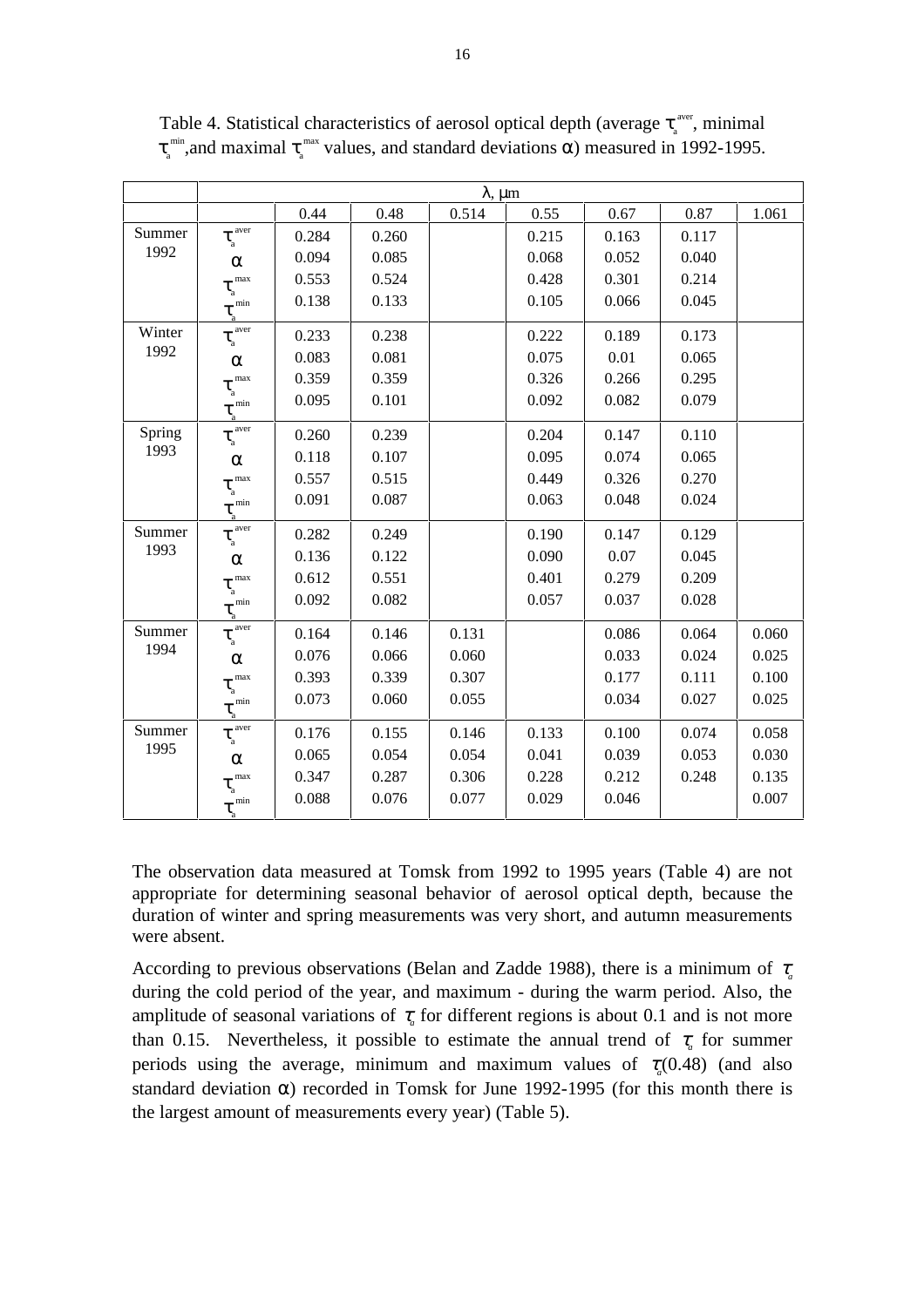Table 4. Statistical characteristics of aerosol optical depth (average $\tau_a^{aver}$, minimal $\tau_a^{min}$, and maximal $\tau_a^{max}$ values, and standard deviations $\alpha$) measured in 1992-1995.

| | | λ, μm | | | | | | |
|---|---|---|---|---|---|---|---|---|
| | | 0.44 | 0.48 | 0.514 | 0.55 | 0.67 | 0.87 | 1.061 |
| Summer 1992 | $\tau_a^{aver}$ | 0.284 | 0.260 | | 0.215 | 0.163 | 0.117 | |
| | $\alpha$ | 0.094 | 0.085 | | 0.068 | 0.052 | 0.040 | |
| | $\tau_a^{max}$ | 0.553 | 0.524 | | 0.428 | 0.301 | 0.214 | |
| | $\tau_a^{min}$ | 0.138 | 0.133 | | 0.105 | 0.066 | 0.045 | |
| Winter 1992 | $\tau_a^{aver}$ | 0.233 | 0.238 | | 0.222 | 0.189 | 0.173 | |
| | $\alpha$ | 0.083 | 0.081 | | 0.075 | 0.01 | 0.065 | |
| | $\tau_a^{max}$ | 0.359 | 0.359 | | 0.326 | 0.266 | 0.295 | |
| | $\tau_a^{min}$ | 0.095 | 0.101 | | 0.092 | 0.082 | 0.079 | |
| Spring 1993 | $\tau_a^{aver}$ | 0.260 | 0.239 | | 0.204 | 0.147 | 0.110 | |
| | $\alpha$ | 0.118 | 0.107 | | 0.095 | 0.074 | 0.065 | |
| | $\tau_a^{max}$ | 0.557 | 0.515 | | 0.449 | 0.326 | 0.270 | |
| | $\tau_a^{min}$ | 0.091 | 0.087 | | 0.063 | 0.048 | 0.024 | |
| Summer 1993 | $\tau_a^{aver}$ | 0.282 | 0.249 | | 0.190 | 0.147 | 0.129 | |
| | $\alpha$ | 0.136 | 0.122 | | 0.090 | 0.07 | 0.045 | |
| | $\tau_a^{max}$ | 0.612 | 0.551 | | 0.401 | 0.279 | 0.209 | |
| | $\tau_a^{min}$ | 0.092 | 0.082 | | 0.057 | 0.037 | 0.028 | |
| Summer 1994 | $\tau_a^{aver}$ | 0.164 | 0.146 | 0.131 | | 0.086 | 0.064 | 0.060 |
| | $\alpha$ | 0.076 | 0.066 | 0.060 | | 0.033 | 0.024 | 0.025 |
| | $\tau_a^{max}$ | 0.393 | 0.339 | 0.307 | | 0.177 | 0.111 | 0.100 |
| | $\tau_a^{min}$ | 0.073 | 0.060 | 0.055 | | 0.034 | 0.027 | 0.025 |
| Summer 1995 | $\tau_a^{aver}$ | 0.176 | 0.155 | 0.146 | 0.133 | 0.100 | 0.074 | 0.058 |
| | $\alpha$ | 0.065 | 0.054 | 0.054 | 0.041 | 0.039 | 0.053 | 0.030 |
| | $\tau_a^{max}$ | 0.347 | 0.287 | 0.306 | 0.228 | 0.212 | 0.248 | 0.135 |
| | $\tau_a^{min}$ | 0.088 | 0.076 | 0.077 | 0.029 | 0.046 | | 0.007 |

The observation data measured at Tomsk from 1992 to 1995 years (Table 4) are not appropriate for determining seasonal behavior of aerosol optical depth, because the duration of winter and spring measurements was very short, and autumn measurements were absent.

According to previous observations (Belan and Zadde 1988), there is a minimum of $\tau_a$ during the cold period of the year, and maximum - during the warm period. Also, the amplitude of seasonal variations of $\tau_a$ for different regions is about 0.1 and is not more than 0.15. Nevertheless, it possible to estimate the annual trend of $\tau_a$ for summer periods using the average, minimum and maximum values of $\tau_a(0.48)$ (and also standard deviation $\alpha$) recorded in Tomsk for June 1992-1995 (for this month there is the largest amount of measurements every year) (Table 5).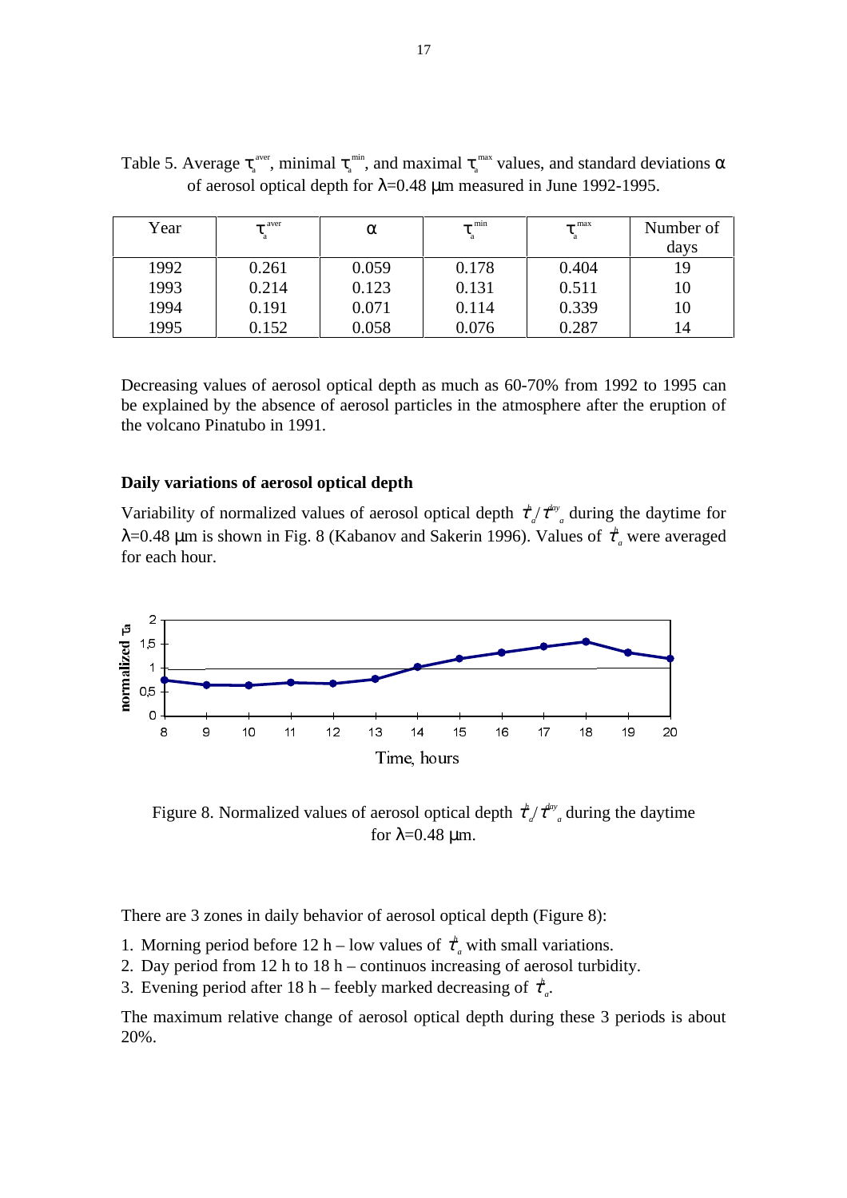Table 5. Average $\tau_a^{aver}$, minimal $\tau_a^{min}$, and maximal $\tau_a^{max}$ values, and standard deviations $\alpha$ of aerosol optical depth for $\lambda$=0.48 μm measured in June 1992-1995.

| Year | $\tau_a^{aver}$ | $\alpha$ | $\tau_a^{min}$ | $\tau_a^{max}$ | Number of days |
|---|---|---|---|---|---|
| 1992 | 0.261 | 0.059 | 0.178 | 0.404 | 19 |
| 1993 | 0.214 | 0.123 | 0.131 | 0.511 | 10 |
| 1994 | 0.191 | 0.071 | 0.114 | 0.339 | 10 |
| 1995 | 0.152 | 0.058 | 0.076 | 0.287 | 14 |

Decreasing values of aerosol optical depth as much as 60-70% from 1992 to 1995 can be explained by the absence of aerosol particles in the atmosphere after the eruption of the volcano Pinatubo in 1991.

### Daily variations of aerosol optical depth

Variability of normalized values of aerosol optical depth $\tau_a^h/\tau_a^{day}$ during the daytime for $\lambda$=0.48 μm is shown in Fig. 8 (Kabanov and Sakerin 1996). Values of $\tau_a^h$ were averaged for each hour.

Figure 8. Normalized values of aerosol optical depth $\tau_a^h/\tau_a^{day}$ during the daytime for $\lambda$=0.48 μm.

There are 3 zones in daily behavior of aerosol optical depth (Figure 8):

1. Morning period before 12 h – low values of $\tau_a^h$ with small variations.
2. Day period from 12 h to 18 h – continuos increasing of aerosol turbidity.
3. Evening period after 18 h – feebly marked decreasing of $\tau_a^h$.

The maximum relative change of aerosol optical depth during these 3 periods is about 20%.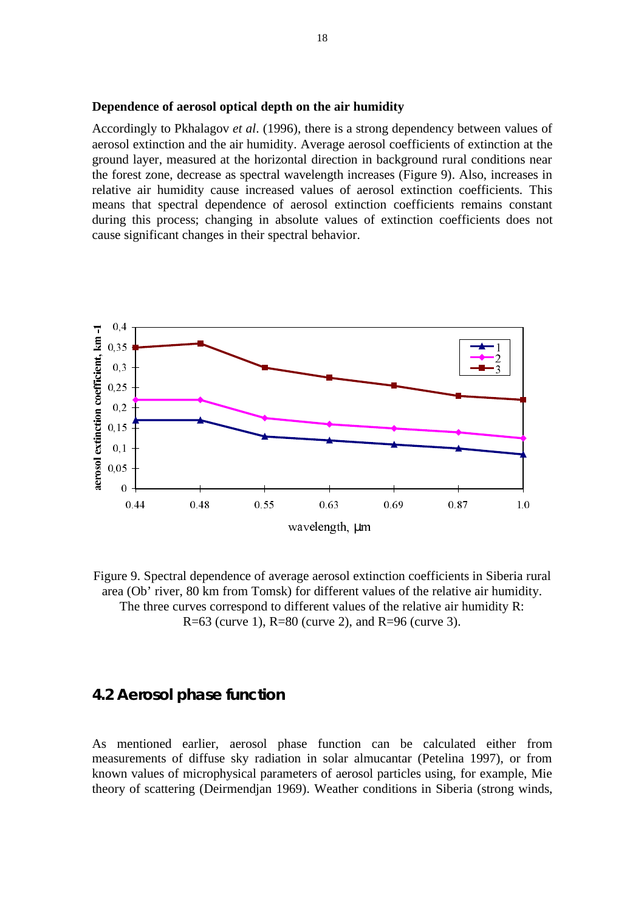**Dependence of aerosol optical depth on the air humidity**

Accordingly to Pkhalagov *et al*. (1996), there is a strong dependency between values of aerosol extinction and the air humidity. Average aerosol coefficients of extinction at the ground layer, measured at the horizontal direction in background rural conditions near the forest zone, decrease as spectral wavelength increases (Figure 9). Also, increases in relative air humidity cause increased values of aerosol extinction coefficients. This means that spectral dependence of aerosol extinction coefficients remains constant during this process; changing in absolute values of extinction coefficients does not cause significant changes in their spectral behavior.

Figure 9. Spectral dependence of average aerosol extinction coefficients in Siberia rural area (Ob' river, 80 km from Tomsk) for different values of the relative air humidity. The three curves correspond to different values of the relative air humidity R: R=63 (curve 1), R=80 (curve 2), and R=96 (curve 3).

## 4.2 Aerosol phase function

As mentioned earlier, aerosol phase function can be calculated either from measurements of diffuse sky radiation in solar almucantar (Petelina 1997), or from known values of microphysical parameters of aerosol particles using, for example, Mie theory of scattering (Deirmendjan 1969). Weather conditions in Siberia (strong winds,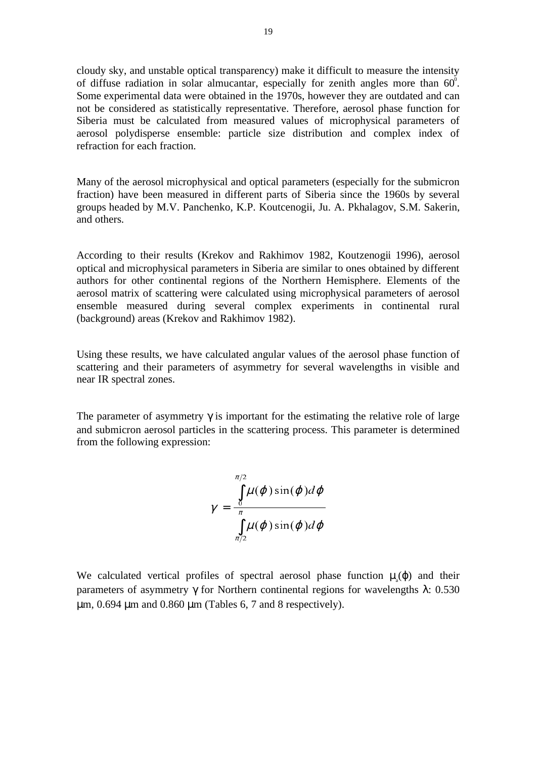cloudy sky, and unstable optical transparency) make it difficult to measure the intensity of diffuse radiation in solar almucantar, especially for zenith angles more than $60^0$. Some experimental data were obtained in the 1970s, however they are outdated and can not be considered as statistically representative. Therefore, aerosol phase function for Siberia must be calculated from measured values of microphysical parameters of aerosol polydisperse ensemble: particle size distribution and complex index of refraction for each fraction.

Many of the aerosol microphysical and optical parameters (especially for the submicron fraction) have been measured in different parts of Siberia since the 1960s by several groups headed by M.V. Panchenko, K.P. Koutcenogii, Ju. A. Pkhalagov, S.M. Sakerin, and others.

According to their results (Krekov and Rakhimov 1982, Koutzenogii 1996), aerosol optical and microphysical parameters in Siberia are similar to ones obtained by different authors for other continental regions of the Northern Hemisphere. Elements of the aerosol matrix of scattering were calculated using microphysical parameters of aerosol ensemble measured during several complex experiments in continental rural (background) areas (Krekov and Rakhimov 1982).

Using these results, we have calculated angular values of the aerosol phase function of scattering and their parameters of asymmetry for several wavelengths in visible and near IR spectral zones.

The parameter of asymmetry $\gamma$ is important for the estimating the relative role of large and submicron aerosol particles in the scattering process. This parameter is determined from the following expression:

$$\gamma = \frac{\int_0^{\pi/2} \mu(\varphi)\sin(\varphi)d\varphi}{\int_{\pi/2}^{\pi} \mu(\varphi)\sin(\varphi)d\varphi}$$

We calculated vertical profiles of spectral aerosol phase function $\mu_a(\varphi)$ and their parameters of asymmetry $\gamma$ for Northern continental regions for wavelengths $\lambda$: 0.530 $\mu$m, 0.694 $\mu$m and 0.860 $\mu$m (Tables 6, 7 and 8 respectively).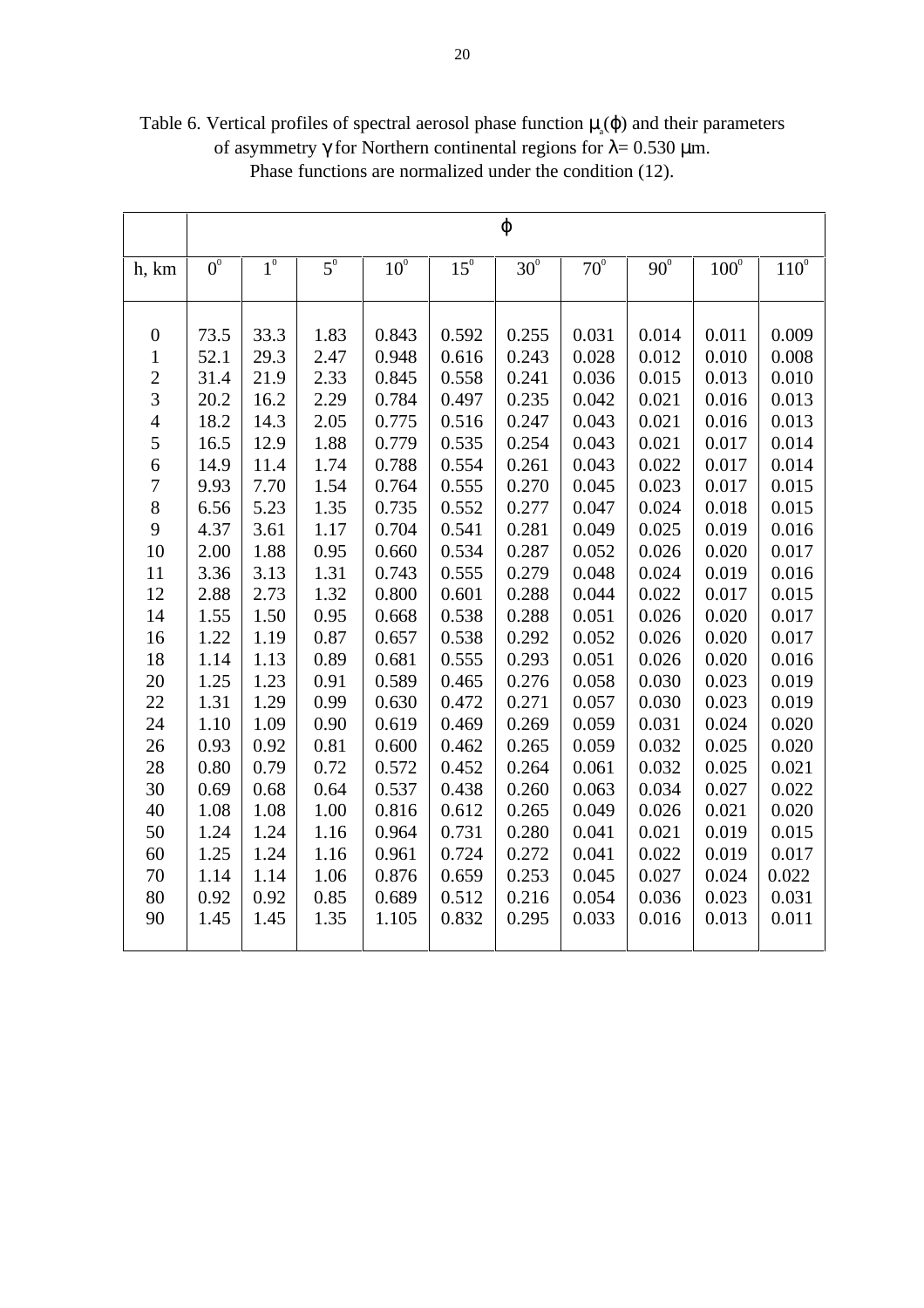Table 6. Vertical profiles of spectral aerosol phase function $\mu_a(\varphi)$ and their parameters of asymmetry $\gamma$ for Northern continental regions for $\lambda$= 0.530 $\mu$m. Phase functions are normalized under the condition (12).

| | $\varphi$ | | | | | | | | | |
|---|---|---|---|---|---|---|---|---|---|---|
| h, km | $0^0$ | $1^0$ | $5^0$ | $10^0$ | $15^0$ | $30^0$ | $70^0$ | $90^0$ | $100^0$ | $110^0$ |
| 0 | 73.5 | 33.3 | 1.83 | 0.843 | 0.592 | 0.255 | 0.031 | 0.014 | 0.011 | 0.009 |
| 1 | 52.1 | 29.3 | 2.47 | 0.948 | 0.616 | 0.243 | 0.028 | 0.012 | 0.010 | 0.008 |
| 2 | 31.4 | 21.9 | 2.33 | 0.845 | 0.558 | 0.241 | 0.036 | 0.015 | 0.013 | 0.010 |
| 3 | 20.2 | 16.2 | 2.29 | 0.784 | 0.497 | 0.235 | 0.042 | 0.021 | 0.016 | 0.013 |
| 4 | 18.2 | 14.3 | 2.05 | 0.775 | 0.516 | 0.247 | 0.043 | 0.021 | 0.016 | 0.013 |
| 5 | 16.5 | 12.9 | 1.88 | 0.779 | 0.535 | 0.254 | 0.043 | 0.021 | 0.017 | 0.014 |
| 6 | 14.9 | 11.4 | 1.74 | 0.788 | 0.554 | 0.261 | 0.043 | 0.022 | 0.017 | 0.014 |
| 7 | 9.93 | 7.70 | 1.54 | 0.764 | 0.555 | 0.270 | 0.045 | 0.023 | 0.017 | 0.015 |
| 8 | 6.56 | 5.23 | 1.35 | 0.735 | 0.552 | 0.277 | 0.047 | 0.024 | 0.018 | 0.015 |
| 9 | 4.37 | 3.61 | 1.17 | 0.704 | 0.541 | 0.281 | 0.049 | 0.025 | 0.019 | 0.016 |
| 10 | 2.00 | 1.88 | 0.95 | 0.660 | 0.534 | 0.287 | 0.052 | 0.026 | 0.020 | 0.017 |
| 11 | 3.36 | 3.13 | 1.31 | 0.743 | 0.555 | 0.279 | 0.048 | 0.024 | 0.019 | 0.016 |
| 12 | 2.88 | 2.73 | 1.32 | 0.800 | 0.601 | 0.288 | 0.044 | 0.022 | 0.017 | 0.015 |
| 14 | 1.55 | 1.50 | 0.95 | 0.668 | 0.538 | 0.288 | 0.051 | 0.026 | 0.020 | 0.017 |
| 16 | 1.22 | 1.19 | 0.87 | 0.657 | 0.538 | 0.292 | 0.052 | 0.026 | 0.020 | 0.017 |
| 18 | 1.14 | 1.13 | 0.89 | 0.681 | 0.555 | 0.293 | 0.051 | 0.026 | 0.020 | 0.016 |
| 20 | 1.25 | 1.23 | 0.91 | 0.589 | 0.465 | 0.276 | 0.058 | 0.030 | 0.023 | 0.019 |
| 22 | 1.31 | 1.29 | 0.99 | 0.630 | 0.472 | 0.271 | 0.057 | 0.030 | 0.023 | 0.019 |
| 24 | 1.10 | 1.09 | 0.90 | 0.619 | 0.469 | 0.269 | 0.059 | 0.031 | 0.024 | 0.020 |
| 26 | 0.93 | 0.92 | 0.81 | 0.600 | 0.462 | 0.265 | 0.059 | 0.032 | 0.025 | 0.020 |
| 28 | 0.80 | 0.79 | 0.72 | 0.572 | 0.452 | 0.264 | 0.061 | 0.032 | 0.025 | 0.021 |
| 30 | 0.69 | 0.68 | 0.64 | 0.537 | 0.438 | 0.260 | 0.063 | 0.034 | 0.027 | 0.022 |
| 40 | 1.08 | 1.08 | 1.00 | 0.816 | 0.612 | 0.265 | 0.049 | 0.026 | 0.021 | 0.020 |
| 50 | 1.24 | 1.24 | 1.16 | 0.964 | 0.731 | 0.280 | 0.041 | 0.021 | 0.019 | 0.015 |
| 60 | 1.25 | 1.24 | 1.16 | 0.961 | 0.724 | 0.272 | 0.041 | 0.022 | 0.019 | 0.017 |
| 70 | 1.14 | 1.14 | 1.06 | 0.876 | 0.659 | 0.253 | 0.045 | 0.027 | 0.024 | 0.022 |
| 80 | 0.92 | 0.92 | 0.85 | 0.689 | 0.512 | 0.216 | 0.054 | 0.036 | 0.023 | 0.031 |
| 90 | 1.45 | 1.45 | 1.35 | 1.105 | 0.832 | 0.295 | 0.033 | 0.016 | 0.013 | 0.011 |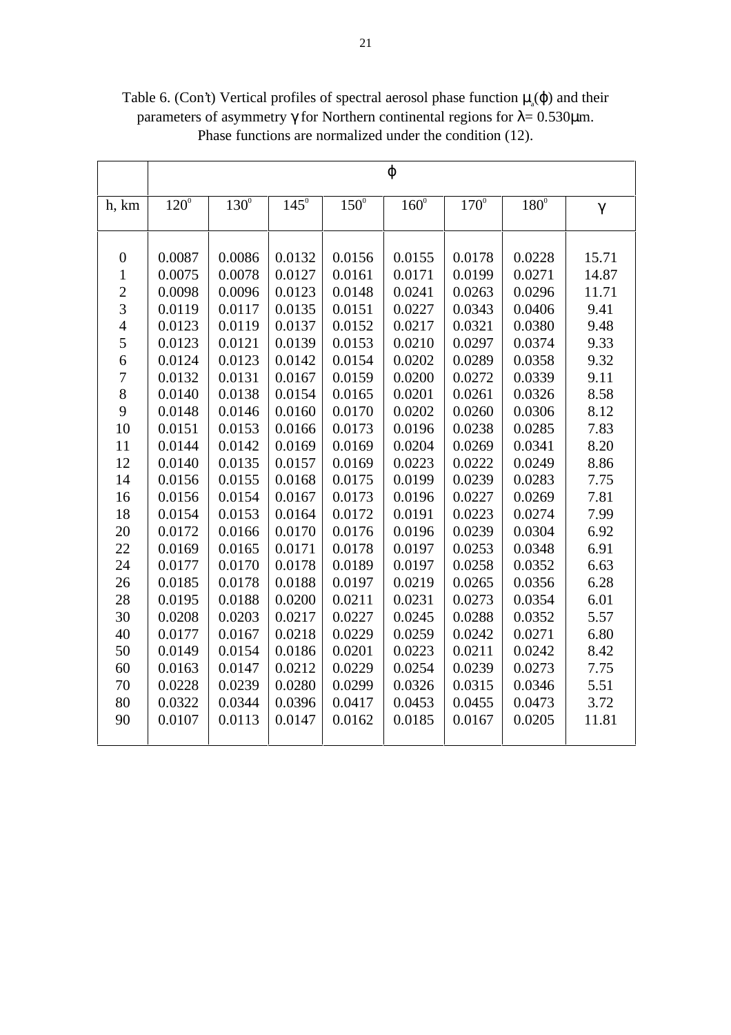Table 6. (Con't) Vertical profiles of spectral aerosol phase function $\mu_a(\varphi)$ and their parameters of asymmetry $\gamma$ for Northern continental regions for $\lambda = 0.530 \mu m$. Phase functions are normalized under the condition (12).

| | $\varphi$ | | | | | | | |
|---|---|---|---|---|---|---|---|---|
| h, km | $120^0$ | $130^0$ | $145^0$ | $150^0$ | $160^0$ | $170^0$ | $180^0$ | $\gamma$ |
| 0 | 0.0087 | 0.0086 | 0.0132 | 0.0156 | 0.0155 | 0.0178 | 0.0228 | 15.71 |
| 1 | 0.0075 | 0.0078 | 0.0127 | 0.0161 | 0.0171 | 0.0199 | 0.0271 | 14.87 |
| 2 | 0.0098 | 0.0096 | 0.0123 | 0.0148 | 0.0241 | 0.0263 | 0.0296 | 11.71 |
| 3 | 0.0119 | 0.0117 | 0.0135 | 0.0151 | 0.0227 | 0.0343 | 0.0406 | 9.41 |
| 4 | 0.0123 | 0.0119 | 0.0137 | 0.0152 | 0.0217 | 0.0321 | 0.0380 | 9.48 |
| 5 | 0.0123 | 0.0121 | 0.0139 | 0.0153 | 0.0210 | 0.0297 | 0.0374 | 9.33 |
| 6 | 0.0124 | 0.0123 | 0.0142 | 0.0154 | 0.0202 | 0.0289 | 0.0358 | 9.32 |
| 7 | 0.0132 | 0.0131 | 0.0167 | 0.0159 | 0.0200 | 0.0272 | 0.0339 | 9.11 |
| 8 | 0.0140 | 0.0138 | 0.0154 | 0.0165 | 0.0201 | 0.0261 | 0.0326 | 8.58 |
| 9 | 0.0148 | 0.0146 | 0.0160 | 0.0170 | 0.0202 | 0.0260 | 0.0306 | 8.12 |
| 10 | 0.0151 | 0.0153 | 0.0166 | 0.0173 | 0.0196 | 0.0238 | 0.0285 | 7.83 |
| 11 | 0.0144 | 0.0142 | 0.0169 | 0.0169 | 0.0204 | 0.0269 | 0.0341 | 8.20 |
| 12 | 0.0140 | 0.0135 | 0.0157 | 0.0169 | 0.0223 | 0.0222 | 0.0249 | 8.86 |
| 14 | 0.0156 | 0.0155 | 0.0168 | 0.0175 | 0.0199 | 0.0239 | 0.0283 | 7.75 |
| 16 | 0.0156 | 0.0154 | 0.0167 | 0.0173 | 0.0196 | 0.0227 | 0.0269 | 7.81 |
| 18 | 0.0154 | 0.0153 | 0.0164 | 0.0172 | 0.0191 | 0.0223 | 0.0274 | 7.99 |
| 20 | 0.0172 | 0.0166 | 0.0170 | 0.0176 | 0.0196 | 0.0239 | 0.0304 | 6.92 |
| 22 | 0.0169 | 0.0165 | 0.0171 | 0.0178 | 0.0197 | 0.0253 | 0.0348 | 6.91 |
| 24 | 0.0177 | 0.0170 | 0.0178 | 0.0189 | 0.0197 | 0.0258 | 0.0352 | 6.63 |
| 26 | 0.0185 | 0.0178 | 0.0188 | 0.0197 | 0.0219 | 0.0265 | 0.0356 | 6.28 |
| 28 | 0.0195 | 0.0188 | 0.0200 | 0.0211 | 0.0231 | 0.0273 | 0.0354 | 6.01 |
| 30 | 0.0208 | 0.0203 | 0.0217 | 0.0227 | 0.0245 | 0.0288 | 0.0352 | 5.57 |
| 40 | 0.0177 | 0.0167 | 0.0218 | 0.0229 | 0.0259 | 0.0242 | 0.0271 | 6.80 |
| 50 | 0.0149 | 0.0154 | 0.0186 | 0.0201 | 0.0223 | 0.0211 | 0.0242 | 8.42 |
| 60 | 0.0163 | 0.0147 | 0.0212 | 0.0229 | 0.0254 | 0.0239 | 0.0273 | 7.75 |
| 70 | 0.0228 | 0.0239 | 0.0280 | 0.0299 | 0.0326 | 0.0315 | 0.0346 | 5.51 |
| 80 | 0.0322 | 0.0344 | 0.0396 | 0.0417 | 0.0453 | 0.0455 | 0.0473 | 3.72 |
| 90 | 0.0107 | 0.0113 | 0.0147 | 0.0162 | 0.0185 | 0.0167 | 0.0205 | 11.81 |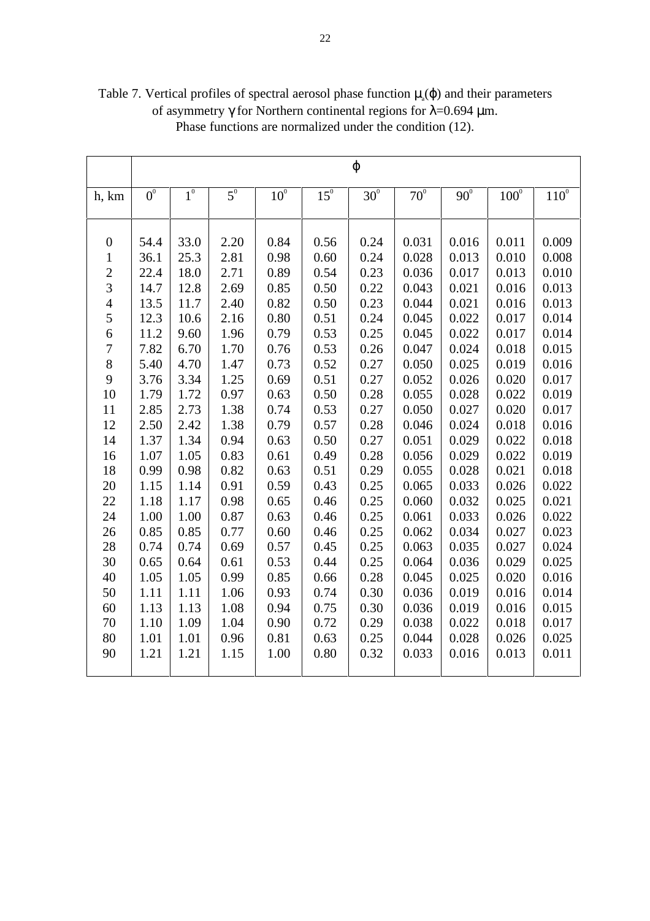Table 7. Vertical profiles of spectral aerosol phase function $\mu_a(\varphi)$ and their parameters of asymmetry $\gamma$ for Northern continental regions for $\lambda$=0.694 $\mu$m. Phase functions are normalized under the condition (12).

| | $\varphi$ | | | | | | | | | |
|---|---|---|---|---|---|---|---|---|---|---|
| h, km | $0^0$ | $1^0$ | $5^0$ | $10^0$ | $15^0$ | $30^0$ | $70^0$ | $90^0$ | $100^0$ | $110^0$ |
| 0 | 54.4 | 33.0 | 2.20 | 0.84 | 0.56 | 0.24 | 0.031 | 0.016 | 0.011 | 0.009 |
| 1 | 36.1 | 25.3 | 2.81 | 0.98 | 0.60 | 0.24 | 0.028 | 0.013 | 0.010 | 0.008 |
| 2 | 22.4 | 18.0 | 2.71 | 0.89 | 0.54 | 0.23 | 0.036 | 0.017 | 0.013 | 0.010 |
| 3 | 14.7 | 12.8 | 2.69 | 0.85 | 0.50 | 0.22 | 0.043 | 0.021 | 0.016 | 0.013 |
| 4 | 13.5 | 11.7 | 2.40 | 0.82 | 0.50 | 0.23 | 0.044 | 0.021 | 0.016 | 0.013 |
| 5 | 12.3 | 10.6 | 2.16 | 0.80 | 0.51 | 0.24 | 0.045 | 0.022 | 0.017 | 0.014 |
| 6 | 11.2 | 9.60 | 1.96 | 0.79 | 0.53 | 0.25 | 0.045 | 0.022 | 0.017 | 0.014 |
| 7 | 7.82 | 6.70 | 1.70 | 0.76 | 0.53 | 0.26 | 0.047 | 0.024 | 0.018 | 0.015 |
| 8 | 5.40 | 4.70 | 1.47 | 0.73 | 0.52 | 0.27 | 0.050 | 0.025 | 0.019 | 0.016 |
| 9 | 3.76 | 3.34 | 1.25 | 0.69 | 0.51 | 0.27 | 0.052 | 0.026 | 0.020 | 0.017 |
| 10 | 1.79 | 1.72 | 0.97 | 0.63 | 0.50 | 0.28 | 0.055 | 0.028 | 0.022 | 0.019 |
| 11 | 2.85 | 2.73 | 1.38 | 0.74 | 0.53 | 0.27 | 0.050 | 0.027 | 0.020 | 0.017 |
| 12 | 2.50 | 2.42 | 1.38 | 0.79 | 0.57 | 0.28 | 0.046 | 0.024 | 0.018 | 0.016 |
| 14 | 1.37 | 1.34 | 0.94 | 0.63 | 0.50 | 0.27 | 0.051 | 0.029 | 0.022 | 0.018 |
| 16 | 1.07 | 1.05 | 0.83 | 0.61 | 0.49 | 0.28 | 0.056 | 0.029 | 0.022 | 0.019 |
| 18 | 0.99 | 0.98 | 0.82 | 0.63 | 0.51 | 0.29 | 0.055 | 0.028 | 0.021 | 0.018 |
| 20 | 1.15 | 1.14 | 0.91 | 0.59 | 0.43 | 0.25 | 0.065 | 0.033 | 0.026 | 0.022 |
| 22 | 1.18 | 1.17 | 0.98 | 0.65 | 0.46 | 0.25 | 0.060 | 0.032 | 0.025 | 0.021 |
| 24 | 1.00 | 1.00 | 0.87 | 0.63 | 0.46 | 0.25 | 0.061 | 0.033 | 0.026 | 0.022 |
| 26 | 0.85 | 0.85 | 0.77 | 0.60 | 0.46 | 0.25 | 0.062 | 0.034 | 0.027 | 0.023 |
| 28 | 0.74 | 0.74 | 0.69 | 0.57 | 0.45 | 0.25 | 0.063 | 0.035 | 0.027 | 0.024 |
| 30 | 0.65 | 0.64 | 0.61 | 0.53 | 0.44 | 0.25 | 0.064 | 0.036 | 0.029 | 0.025 |
| 40 | 1.05 | 1.05 | 0.99 | 0.85 | 0.66 | 0.28 | 0.045 | 0.025 | 0.020 | 0.016 |
| 50 | 1.11 | 1.11 | 1.06 | 0.93 | 0.74 | 0.30 | 0.036 | 0.019 | 0.016 | 0.014 |
| 60 | 1.13 | 1.13 | 1.08 | 0.94 | 0.75 | 0.30 | 0.036 | 0.019 | 0.016 | 0.015 |
| 70 | 1.10 | 1.09 | 1.04 | 0.90 | 0.72 | 0.29 | 0.038 | 0.022 | 0.018 | 0.017 |
| 80 | 1.01 | 1.01 | 0.96 | 0.81 | 0.63 | 0.25 | 0.044 | 0.028 | 0.026 | 0.025 |
| 90 | 1.21 | 1.21 | 1.15 | 1.00 | 0.80 | 0.32 | 0.033 | 0.016 | 0.013 | 0.011 |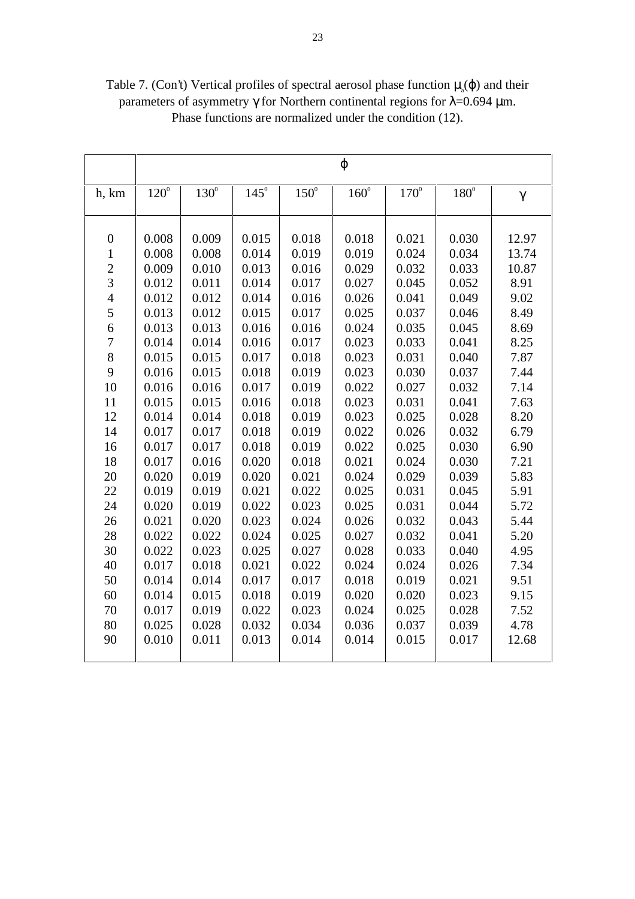Table 7. (Con't) Vertical profiles of spectral aerosol phase function $\mu_a(\varphi)$ and their parameters of asymmetry $\gamma$ for Northern continental regions for $\lambda$=0.694 $\mu$m. Phase functions are normalized under the condition (12).

| | $\varphi$ | | | | | | | |
|---|---|---|---|---|---|---|---|---|
| h, km | $120^0$ | $130^0$ | $145^0$ | $150^0$ | $160^0$ | $170^0$ | $180^0$ | $\gamma$ |
| 0 | 0.008 | 0.009 | 0.015 | 0.018 | 0.018 | 0.021 | 0.030 | 12.97 |
| 1 | 0.008 | 0.008 | 0.014 | 0.019 | 0.019 | 0.024 | 0.034 | 13.74 |
| 2 | 0.009 | 0.010 | 0.013 | 0.016 | 0.029 | 0.032 | 0.033 | 10.87 |
| 3 | 0.012 | 0.011 | 0.014 | 0.017 | 0.027 | 0.045 | 0.052 | 8.91 |
| 4 | 0.012 | 0.012 | 0.014 | 0.016 | 0.026 | 0.041 | 0.049 | 9.02 |
| 5 | 0.013 | 0.012 | 0.015 | 0.017 | 0.025 | 0.037 | 0.046 | 8.49 |
| 6 | 0.013 | 0.013 | 0.016 | 0.016 | 0.024 | 0.035 | 0.045 | 8.69 |
| 7 | 0.014 | 0.014 | 0.016 | 0.017 | 0.023 | 0.033 | 0.041 | 8.25 |
| 8 | 0.015 | 0.015 | 0.017 | 0.018 | 0.023 | 0.031 | 0.040 | 7.87 |
| 9 | 0.016 | 0.015 | 0.018 | 0.019 | 0.023 | 0.030 | 0.037 | 7.44 |
| 10 | 0.016 | 0.016 | 0.017 | 0.019 | 0.022 | 0.027 | 0.032 | 7.14 |
| 11 | 0.015 | 0.015 | 0.016 | 0.018 | 0.023 | 0.031 | 0.041 | 7.63 |
| 12 | 0.014 | 0.014 | 0.018 | 0.019 | 0.023 | 0.025 | 0.028 | 8.20 |
| 14 | 0.017 | 0.017 | 0.018 | 0.019 | 0.022 | 0.026 | 0.032 | 6.79 |
| 16 | 0.017 | 0.017 | 0.018 | 0.019 | 0.022 | 0.025 | 0.030 | 6.90 |
| 18 | 0.017 | 0.016 | 0.020 | 0.018 | 0.021 | 0.024 | 0.030 | 7.21 |
| 20 | 0.020 | 0.019 | 0.020 | 0.021 | 0.024 | 0.029 | 0.039 | 5.83 |
| 22 | 0.019 | 0.019 | 0.021 | 0.022 | 0.025 | 0.031 | 0.045 | 5.91 |
| 24 | 0.020 | 0.019 | 0.022 | 0.023 | 0.025 | 0.031 | 0.044 | 5.72 |
| 26 | 0.021 | 0.020 | 0.023 | 0.024 | 0.026 | 0.032 | 0.043 | 5.44 |
| 28 | 0.022 | 0.022 | 0.024 | 0.025 | 0.027 | 0.032 | 0.041 | 5.20 |
| 30 | 0.022 | 0.023 | 0.025 | 0.027 | 0.028 | 0.033 | 0.040 | 4.95 |
| 40 | 0.017 | 0.018 | 0.021 | 0.022 | 0.024 | 0.024 | 0.026 | 7.34 |
| 50 | 0.014 | 0.014 | 0.017 | 0.017 | 0.018 | 0.019 | 0.021 | 9.51 |
| 60 | 0.014 | 0.015 | 0.018 | 0.019 | 0.020 | 0.020 | 0.023 | 9.15 |
| 70 | 0.017 | 0.019 | 0.022 | 0.023 | 0.024 | 0.025 | 0.028 | 7.52 |
| 80 | 0.025 | 0.028 | 0.032 | 0.034 | 0.036 | 0.037 | 0.039 | 4.78 |
| 90 | 0.010 | 0.011 | 0.013 | 0.014 | 0.014 | 0.015 | 0.017 | 12.68 |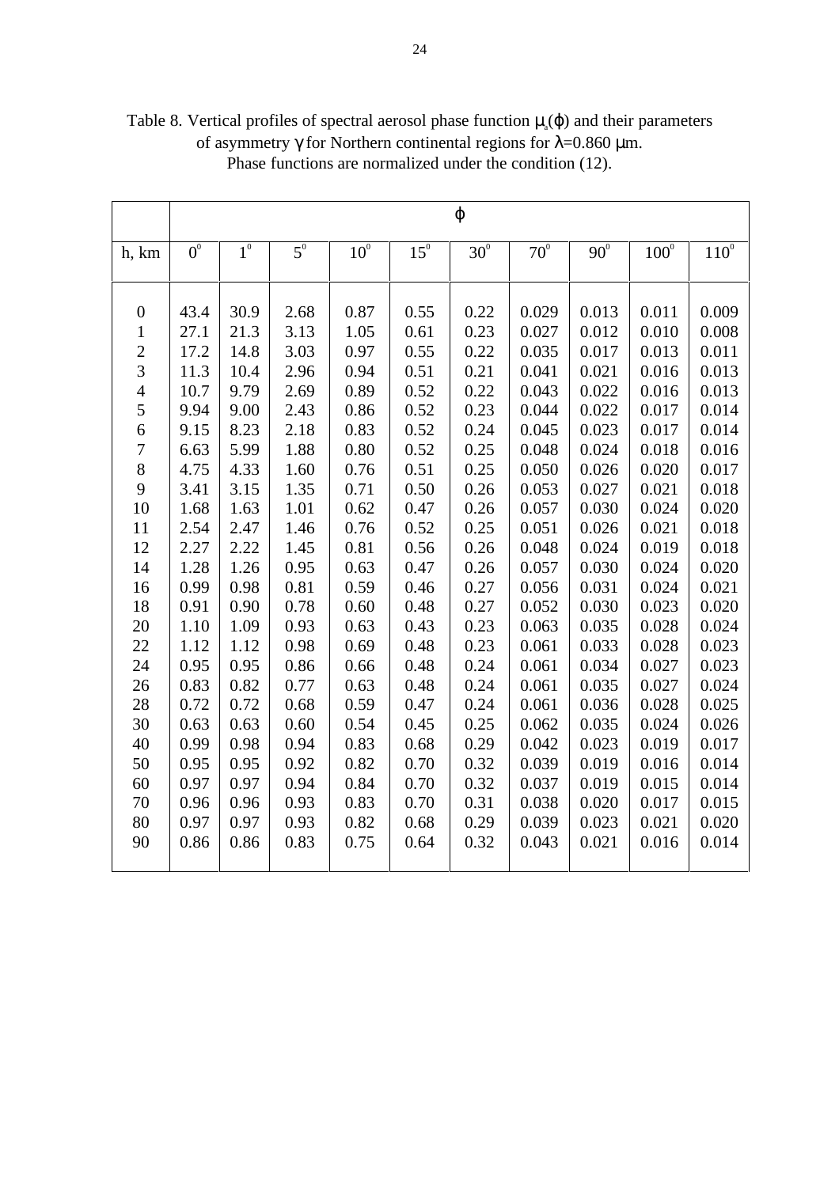Table 8. Vertical profiles of spectral aerosol phase function $\mu_a(\varphi)$ and their parameters of asymmetry $\gamma$ for Northern continental regions for $\lambda$=0.860 $\mu$m. Phase functions are normalized under the condition (12).

| | $\varphi$ | | | | | | | | | |
|---|---|---|---|---|---|---|---|---|---|---|
| h, km | $0^0$ | $1^0$ | $5^0$ | $10^0$ | $15^0$ | $30^0$ | $70^0$ | $90^0$ | $100^0$ | $110^0$ |
| 0 | 43.4 | 30.9 | 2.68 | 0.87 | 0.55 | 0.22 | 0.029 | 0.013 | 0.011 | 0.009 |
| 1 | 27.1 | 21.3 | 3.13 | 1.05 | 0.61 | 0.23 | 0.027 | 0.012 | 0.010 | 0.008 |
| 2 | 17.2 | 14.8 | 3.03 | 0.97 | 0.55 | 0.22 | 0.035 | 0.017 | 0.013 | 0.011 |
| 3 | 11.3 | 10.4 | 2.96 | 0.94 | 0.51 | 0.21 | 0.041 | 0.021 | 0.016 | 0.013 |
| 4 | 10.7 | 9.79 | 2.69 | 0.89 | 0.52 | 0.22 | 0.043 | 0.022 | 0.016 | 0.013 |
| 5 | 9.94 | 9.00 | 2.43 | 0.86 | 0.52 | 0.23 | 0.044 | 0.022 | 0.017 | 0.014 |
| 6 | 9.15 | 8.23 | 2.18 | 0.83 | 0.52 | 0.24 | 0.045 | 0.023 | 0.017 | 0.014 |
| 7 | 6.63 | 5.99 | 1.88 | 0.80 | 0.52 | 0.25 | 0.048 | 0.024 | 0.018 | 0.016 |
| 8 | 4.75 | 4.33 | 1.60 | 0.76 | 0.51 | 0.25 | 0.050 | 0.026 | 0.020 | 0.017 |
| 9 | 3.41 | 3.15 | 1.35 | 0.71 | 0.50 | 0.26 | 0.053 | 0.027 | 0.021 | 0.018 |
| 10 | 1.68 | 1.63 | 1.01 | 0.62 | 0.47 | 0.26 | 0.057 | 0.030 | 0.024 | 0.020 |
| 11 | 2.54 | 2.47 | 1.46 | 0.76 | 0.52 | 0.25 | 0.051 | 0.026 | 0.021 | 0.018 |
| 12 | 2.27 | 2.22 | 1.45 | 0.81 | 0.56 | 0.26 | 0.048 | 0.024 | 0.019 | 0.018 |
| 14 | 1.28 | 1.26 | 0.95 | 0.63 | 0.47 | 0.26 | 0.057 | 0.030 | 0.024 | 0.020 |
| 16 | 0.99 | 0.98 | 0.81 | 0.59 | 0.46 | 0.27 | 0.056 | 0.031 | 0.024 | 0.021 |
| 18 | 0.91 | 0.90 | 0.78 | 0.60 | 0.48 | 0.27 | 0.052 | 0.030 | 0.023 | 0.020 |
| 20 | 1.10 | 1.09 | 0.93 | 0.63 | 0.43 | 0.23 | 0.063 | 0.035 | 0.028 | 0.024 |
| 22 | 1.12 | 1.12 | 0.98 | 0.69 | 0.48 | 0.23 | 0.061 | 0.033 | 0.028 | 0.023 |
| 24 | 0.95 | 0.95 | 0.86 | 0.66 | 0.48 | 0.24 | 0.061 | 0.034 | 0.027 | 0.023 |
| 26 | 0.83 | 0.82 | 0.77 | 0.63 | 0.48 | 0.24 | 0.061 | 0.035 | 0.027 | 0.024 |
| 28 | 0.72 | 0.72 | 0.68 | 0.59 | 0.47 | 0.24 | 0.061 | 0.036 | 0.028 | 0.025 |
| 30 | 0.63 | 0.63 | 0.60 | 0.54 | 0.45 | 0.25 | 0.062 | 0.035 | 0.024 | 0.026 |
| 40 | 0.99 | 0.98 | 0.94 | 0.83 | 0.68 | 0.29 | 0.042 | 0.023 | 0.019 | 0.017 |
| 50 | 0.95 | 0.95 | 0.92 | 0.82 | 0.70 | 0.32 | 0.039 | 0.019 | 0.016 | 0.014 |
| 60 | 0.97 | 0.97 | 0.94 | 0.84 | 0.70 | 0.32 | 0.037 | 0.019 | 0.015 | 0.014 |
| 70 | 0.96 | 0.96 | 0.93 | 0.83 | 0.70 | 0.31 | 0.038 | 0.020 | 0.017 | 0.015 |
| 80 | 0.97 | 0.97 | 0.93 | 0.82 | 0.68 | 0.29 | 0.039 | 0.023 | 0.021 | 0.020 |
| 90 | 0.86 | 0.86 | 0.83 | 0.75 | 0.64 | 0.32 | 0.043 | 0.021 | 0.016 | 0.014 |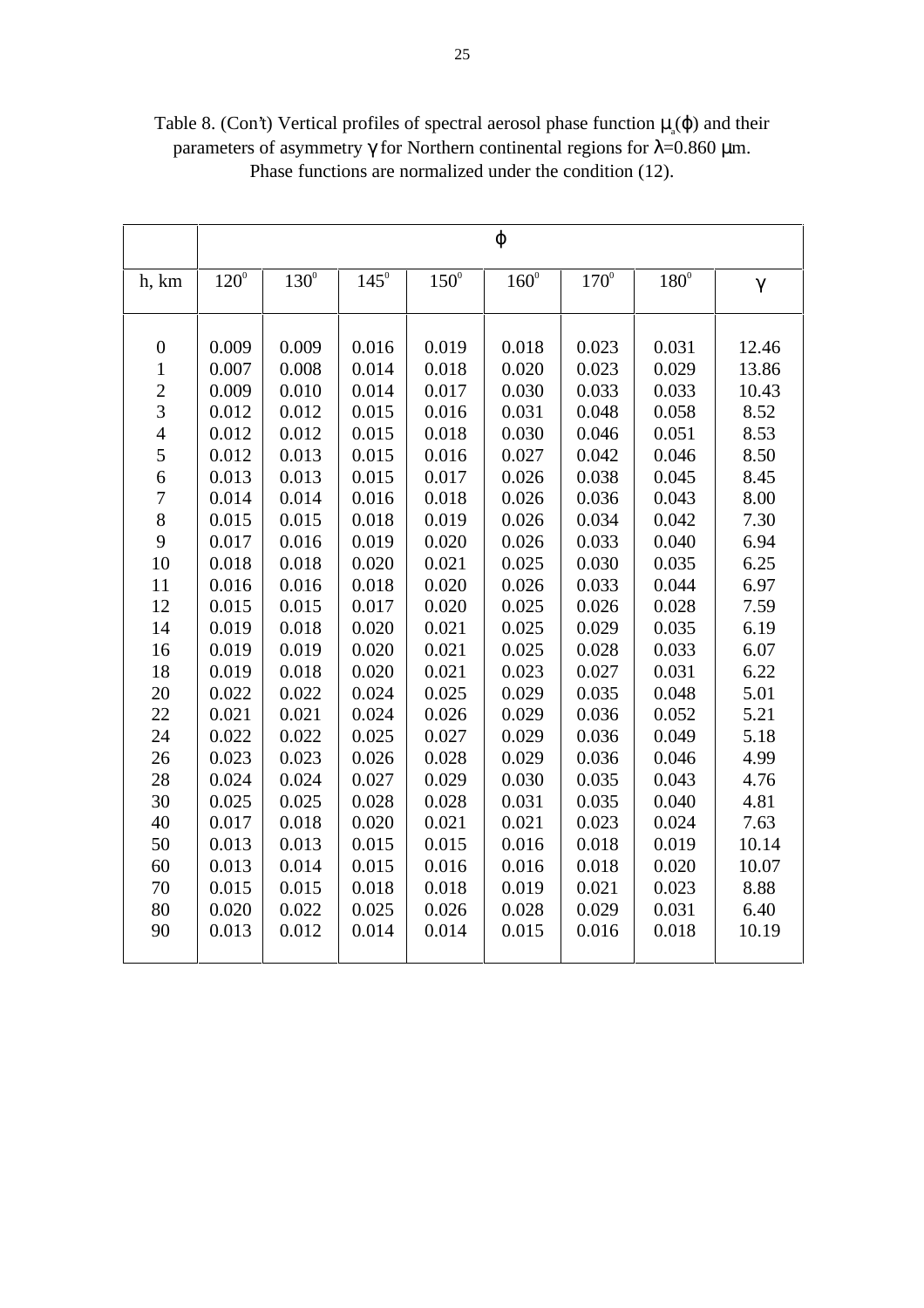Table 8. (Con't) Vertical profiles of spectral aerosol phase function $\mu_a(\varphi)$ and their parameters of asymmetry $\gamma$ for Northern continental regions for $\lambda$=0.860 $\mu$m. Phase functions are normalized under the condition (12).

| | $\varphi$ | | | | | | | |
|---|---|---|---|---|---|---|---|---|
| h, km | $120^0$ | $130^0$ | $145^0$ | $150^0$ | $160^0$ | $170^0$ | $180^0$ | $\gamma$ |
| 0 | 0.009 | 0.009 | 0.016 | 0.019 | 0.018 | 0.023 | 0.031 | 12.46 |
| 1 | 0.007 | 0.008 | 0.014 | 0.018 | 0.020 | 0.023 | 0.029 | 13.86 |
| 2 | 0.009 | 0.010 | 0.014 | 0.017 | 0.030 | 0.033 | 0.033 | 10.43 |
| 3 | 0.012 | 0.012 | 0.015 | 0.016 | 0.031 | 0.048 | 0.058 | 8.52 |
| 4 | 0.012 | 0.012 | 0.015 | 0.018 | 0.030 | 0.046 | 0.051 | 8.53 |
| 5 | 0.012 | 0.013 | 0.015 | 0.016 | 0.027 | 0.042 | 0.046 | 8.50 |
| 6 | 0.013 | 0.013 | 0.015 | 0.017 | 0.026 | 0.038 | 0.045 | 8.45 |
| 7 | 0.014 | 0.014 | 0.016 | 0.018 | 0.026 | 0.036 | 0.043 | 8.00 |
| 8 | 0.015 | 0.015 | 0.018 | 0.019 | 0.026 | 0.034 | 0.042 | 7.30 |
| 9 | 0.017 | 0.016 | 0.019 | 0.020 | 0.026 | 0.033 | 0.040 | 6.94 |
| 10 | 0.018 | 0.018 | 0.020 | 0.021 | 0.025 | 0.030 | 0.035 | 6.25 |
| 11 | 0.016 | 0.016 | 0.018 | 0.020 | 0.026 | 0.033 | 0.044 | 6.97 |
| 12 | 0.015 | 0.015 | 0.017 | 0.020 | 0.025 | 0.026 | 0.028 | 7.59 |
| 14 | 0.019 | 0.018 | 0.020 | 0.021 | 0.025 | 0.029 | 0.035 | 6.19 |
| 16 | 0.019 | 0.019 | 0.020 | 0.021 | 0.025 | 0.028 | 0.033 | 6.07 |
| 18 | 0.019 | 0.018 | 0.020 | 0.021 | 0.023 | 0.027 | 0.031 | 6.22 |
| 20 | 0.022 | 0.022 | 0.024 | 0.025 | 0.029 | 0.035 | 0.048 | 5.01 |
| 22 | 0.021 | 0.021 | 0.024 | 0.026 | 0.029 | 0.036 | 0.052 | 5.21 |
| 24 | 0.022 | 0.022 | 0.025 | 0.027 | 0.029 | 0.036 | 0.049 | 5.18 |
| 26 | 0.023 | 0.023 | 0.026 | 0.028 | 0.029 | 0.036 | 0.046 | 4.99 |
| 28 | 0.024 | 0.024 | 0.027 | 0.029 | 0.030 | 0.035 | 0.043 | 4.76 |
| 30 | 0.025 | 0.025 | 0.028 | 0.028 | 0.031 | 0.035 | 0.040 | 4.81 |
| 40 | 0.017 | 0.018 | 0.020 | 0.021 | 0.021 | 0.023 | 0.024 | 7.63 |
| 50 | 0.013 | 0.013 | 0.015 | 0.015 | 0.016 | 0.018 | 0.019 | 10.14 |
| 60 | 0.013 | 0.014 | 0.015 | 0.016 | 0.016 | 0.018 | 0.020 | 10.07 |
| 70 | 0.015 | 0.015 | 0.018 | 0.018 | 0.019 | 0.021 | 0.023 | 8.88 |
| 80 | 0.020 | 0.022 | 0.025 | 0.026 | 0.028 | 0.029 | 0.031 | 6.40 |
| 90 | 0.013 | 0.012 | 0.014 | 0.014 | 0.015 | 0.016 | 0.018 | 10.19 |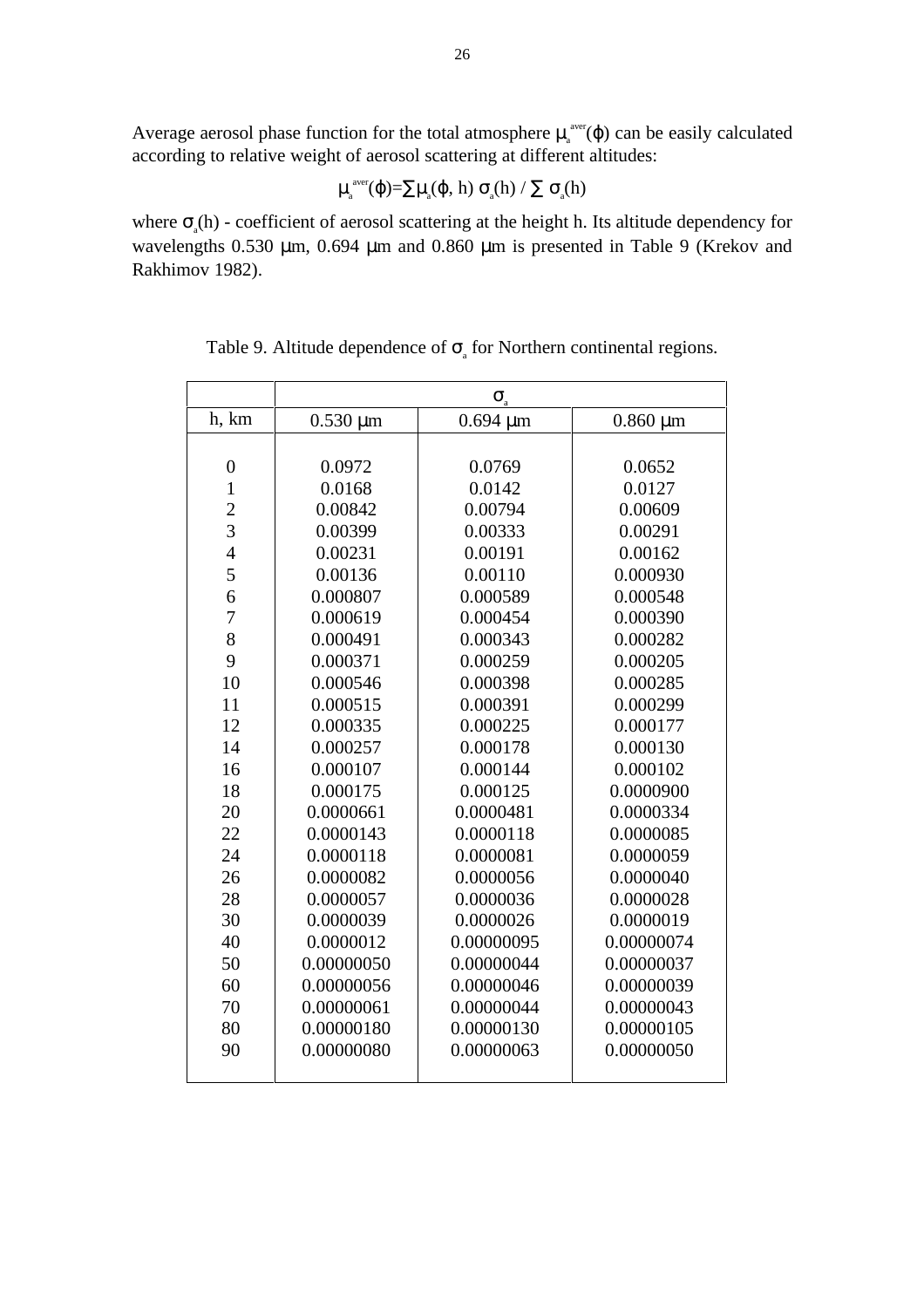Average aerosol phase function for the total atmosphere $\mu_a^{aver}(\varphi)$ can be easily calculated according to relative weight of aerosol scattering at different altitudes:

$$\mu_a^{aver}(\varphi)=\sum\mu_a(\varphi, h)\ \sigma_a(h)\ /\ \sum\ \sigma_a(h)$$

where $\sigma_a(h)$ - coefficient of aerosol scattering at the height h. Its altitude dependency for wavelengths 0.530 μm, 0.694 μm and 0.860 μm is presented in Table 9 (Krekov and Rakhimov 1982).

Table 9. Altitude dependence of $\sigma_a$ for Northern continental regions.

| | $\sigma_a$ | | |
|---|---|---|---|
| h, km | 0.530 μm | 0.694 μm | 0.860 μm |
| 0 | 0.0972 | 0.0769 | 0.0652 |
| 1 | 0.0168 | 0.0142 | 0.0127 |
| 2 | 0.00842 | 0.00794 | 0.00609 |
| 3 | 0.00399 | 0.00333 | 0.00291 |
| 4 | 0.00231 | 0.00191 | 0.00162 |
| 5 | 0.00136 | 0.00110 | 0.000930 |
| 6 | 0.000807 | 0.000589 | 0.000548 |
| 7 | 0.000619 | 0.000454 | 0.000390 |
| 8 | 0.000491 | 0.000343 | 0.000282 |
| 9 | 0.000371 | 0.000259 | 0.000205 |
| 10 | 0.000546 | 0.000398 | 0.000285 |
| 11 | 0.000515 | 0.000391 | 0.000299 |
| 12 | 0.000335 | 0.000225 | 0.000177 |
| 14 | 0.000257 | 0.000178 | 0.000130 |
| 16 | 0.000107 | 0.000144 | 0.000102 |
| 18 | 0.000175 | 0.000125 | 0.0000900 |
| 20 | 0.0000661 | 0.0000481 | 0.0000334 |
| 22 | 0.0000143 | 0.0000118 | 0.0000085 |
| 24 | 0.0000118 | 0.0000081 | 0.0000059 |
| 26 | 0.0000082 | 0.0000056 | 0.0000040 |
| 28 | 0.0000057 | 0.0000036 | 0.0000028 |
| 30 | 0.0000039 | 0.0000026 | 0.0000019 |
| 40 | 0.0000012 | 0.00000095 | 0.00000074 |
| 50 | 0.00000050 | 0.00000044 | 0.00000037 |
| 60 | 0.00000056 | 0.00000046 | 0.00000039 |
| 70 | 0.00000061 | 0.00000044 | 0.00000043 |
| 80 | 0.00000180 | 0.00000130 | 0.00000105 |
| 90 | 0.00000080 | 0.00000063 | 0.00000050 |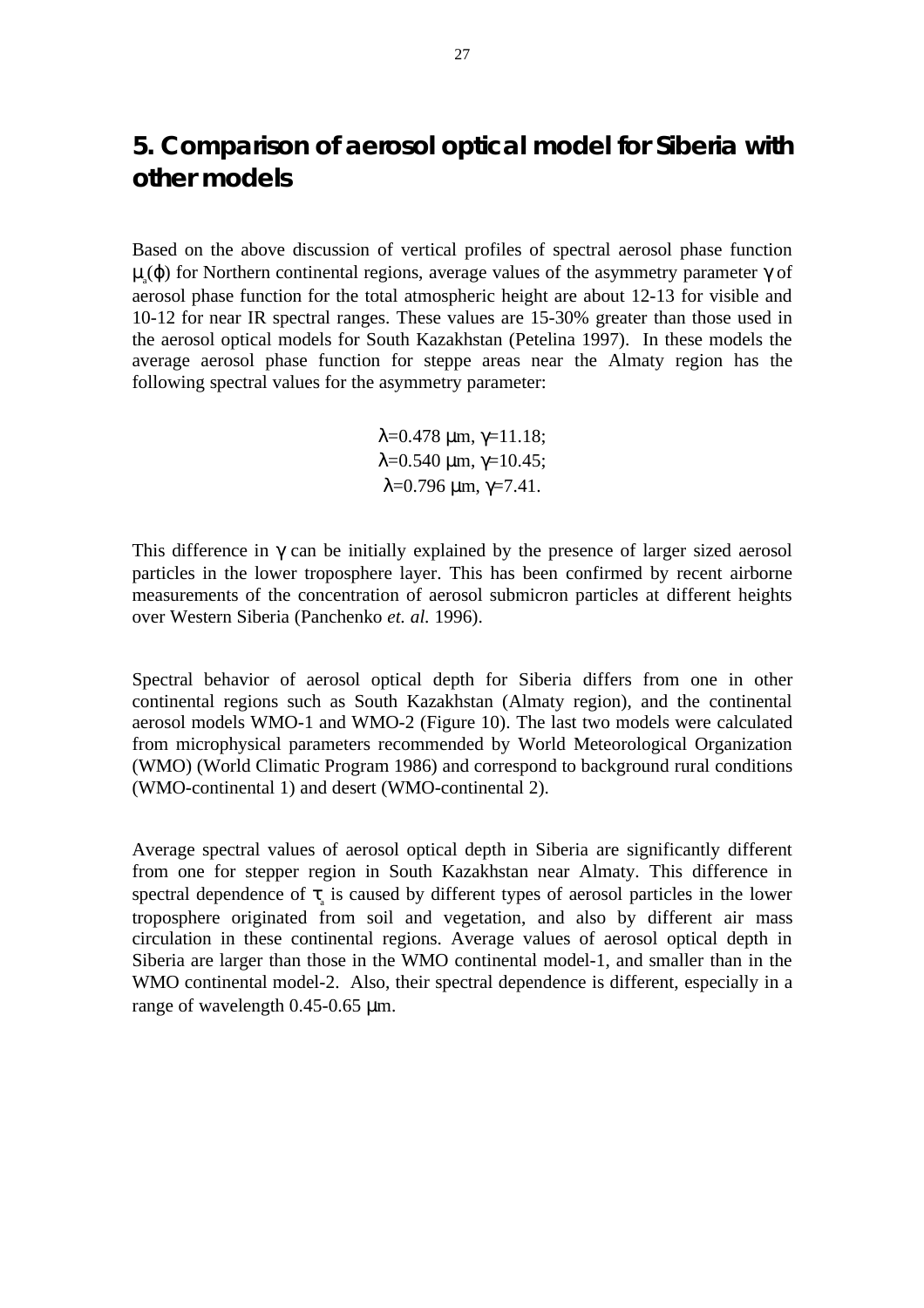# 5. Comparison of aerosol optical model for Siberia with other models

Based on the above discussion of vertical profiles of spectral aerosol phase function $\mu_a(\varphi)$ for Northern continental regions, average values of the asymmetry parameter $\gamma$ of aerosol phase function for the total atmospheric height are about 12-13 for visible and 10-12 for near IR spectral ranges. These values are 15-30% greater than those used in the aerosol optical models for South Kazakhstan (Petelina 1997). In these models the average aerosol phase function for steppe areas near the Almaty region has the following spectral values for the asymmetry parameter:

$\lambda$=0.478 $\mu$m, $\gamma$=11.18;
$\lambda$=0.540 $\mu$m, $\gamma$=10.45;
$\lambda$=0.796 $\mu$m, $\gamma$=7.41.

This difference in $\gamma$ can be initially explained by the presence of larger sized aerosol particles in the lower troposphere layer. This has been confirmed by recent airborne measurements of the concentration of aerosol submicron particles at different heights over Western Siberia (Panchenko *et. al.* 1996).

Spectral behavior of aerosol optical depth for Siberia differs from one in other continental regions such as South Kazakhstan (Almaty region), and the continental aerosol models WMO-1 and WMO-2 (Figure 10). The last two models were calculated from microphysical parameters recommended by World Meteorological Organization (WMO) (World Climatic Program 1986) and correspond to background rural conditions (WMO-continental 1) and desert (WMO-continental 2).

Average spectral values of aerosol optical depth in Siberia are significantly different from one for stepper region in South Kazakhstan near Almaty. This difference in spectral dependence of $\tau_a$ is caused by different types of aerosol particles in the lower troposphere originated from soil and vegetation, and also by different air mass circulation in these continental regions. Average values of aerosol optical depth in Siberia are larger than those in the WMO continental model-1, and smaller than in the WMO continental model-2. Also, their spectral dependence is different, especially in a range of wavelength 0.45-0.65 $\mu$m.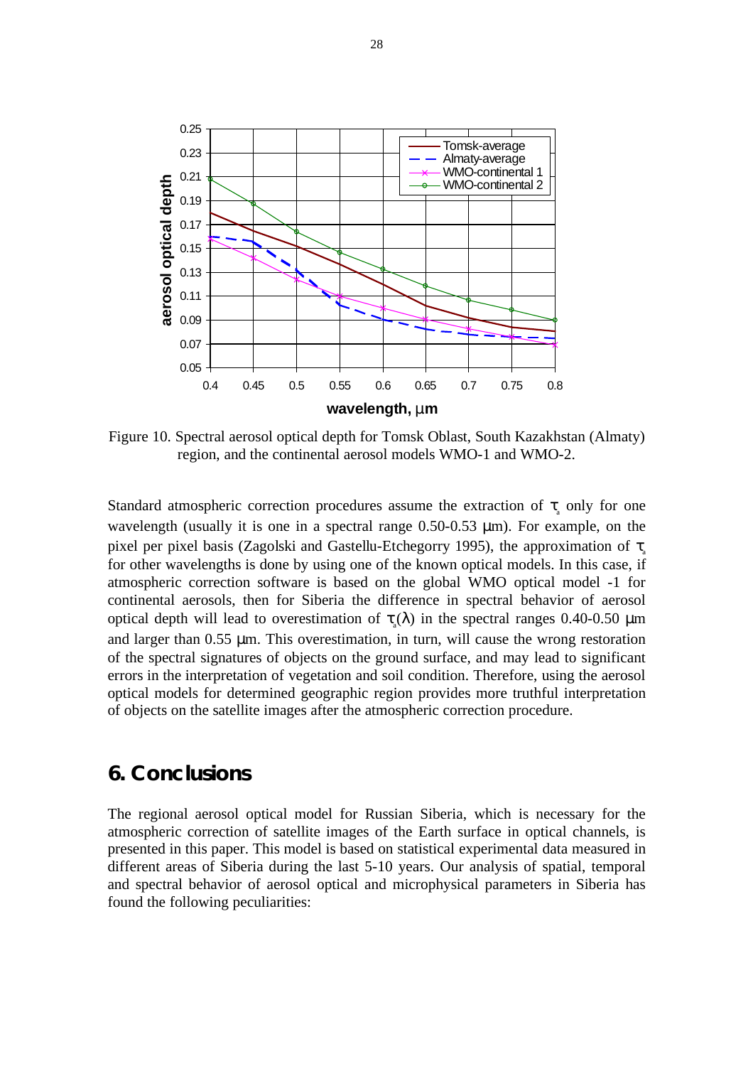Figure 10. Spectral aerosol optical depth for Tomsk Oblast, South Kazakhstan (Almaty) region, and the continental aerosol models WMO-1 and WMO-2.

Standard atmospheric correction procedures assume the extraction of $\tau_a$ only for one wavelength (usually it is one in a spectral range 0.50-0.53 μm). For example, on the pixel per pixel basis (Zagolski and Gastellu-Etchegorry 1995), the approximation of $\tau_a$ for other wavelengths is done by using one of the known optical models. In this case, if atmospheric correction software is based on the global WMO optical model -1 for continental aerosols, then for Siberia the difference in spectral behavior of aerosol optical depth will lead to overestimation of $\tau_a(\lambda)$ in the spectral ranges 0.40-0.50 μm and larger than 0.55 μm. This overestimation, in turn, will cause the wrong restoration of the spectral signatures of objects on the ground surface, and may lead to significant errors in the interpretation of vegetation and soil condition. Therefore, using the aerosol optical models for determined geographic region provides more truthful interpretation of objects on the satellite images after the atmospheric correction procedure.

## 6. Conclusions

The regional aerosol optical model for Russian Siberia, which is necessary for the atmospheric correction of satellite images of the Earth surface in optical channels, is presented in this paper. This model is based on statistical experimental data measured in different areas of Siberia during the last 5-10 years. Our analysis of spatial, temporal and spectral behavior of aerosol optical and microphysical parameters in Siberia has found the following peculiarities: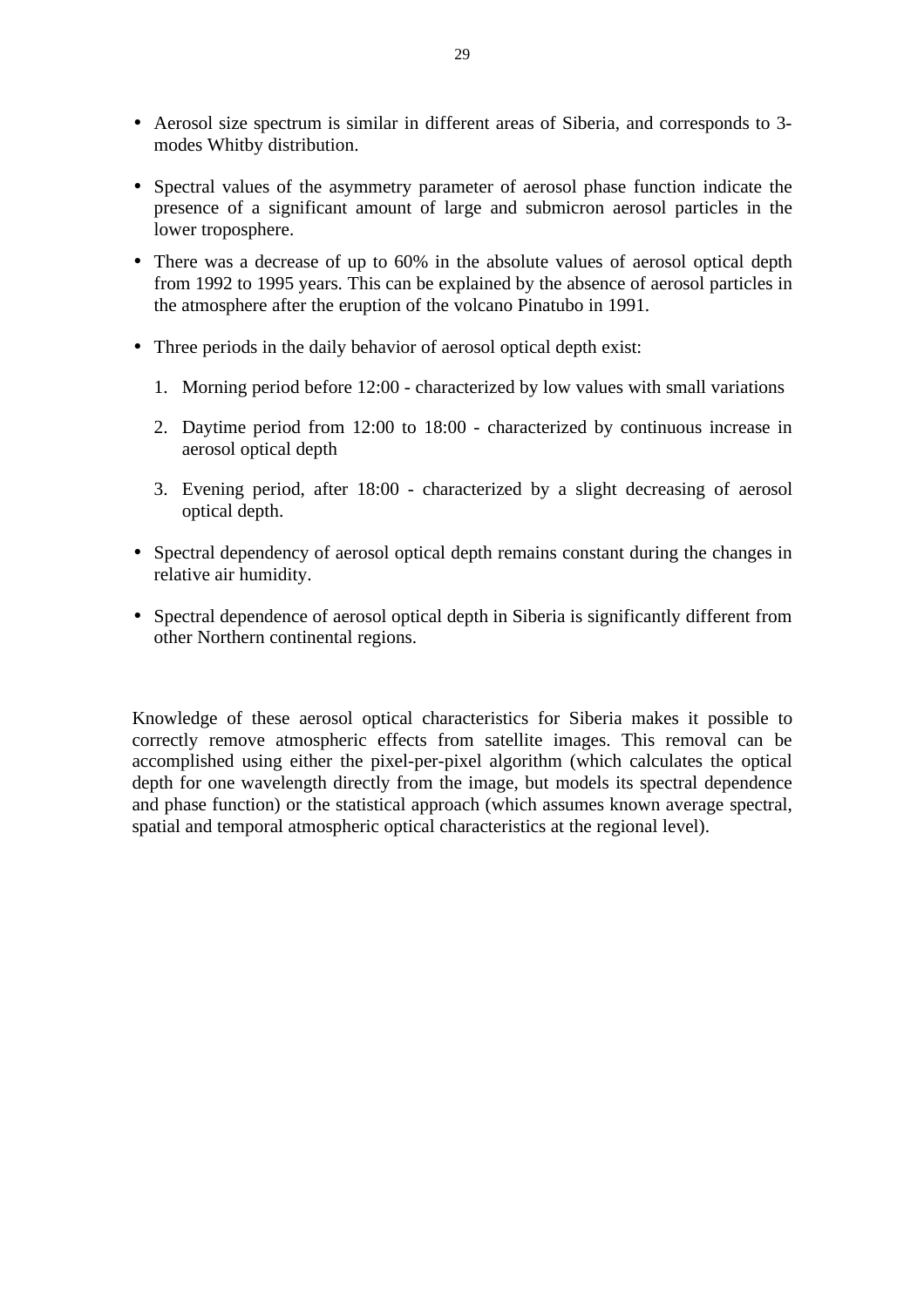- Aerosol size spectrum is similar in different areas of Siberia, and corresponds to 3-modes Whitby distribution.
- Spectral values of the asymmetry parameter of aerosol phase function indicate the presence of a significant amount of large and submicron aerosol particles in the lower troposphere.
- There was a decrease of up to 60% in the absolute values of aerosol optical depth from 1992 to 1995 years. This can be explained by the absence of aerosol particles in the atmosphere after the eruption of the volcano Pinatubo in 1991.
- Three periods in the daily behavior of aerosol optical depth exist:

    1. Morning period before 12:00 - characterized by low values with small variations
    2. Daytime period from 12:00 to 18:00 - characterized by continuous increase in aerosol optical depth
    3. Evening period, after 18:00 - characterized by a slight decreasing of aerosol optical depth.

- Spectral dependency of aerosol optical depth remains constant during the changes in relative air humidity.
- Spectral dependence of aerosol optical depth in Siberia is significantly different from other Northern continental regions.

Knowledge of these aerosol optical characteristics for Siberia makes it possible to correctly remove atmospheric effects from satellite images. This removal can be accomplished using either the pixel-per-pixel algorithm (which calculates the optical depth for one wavelength directly from the image, but models its spectral dependence and phase function) or the statistical approach (which assumes known average spectral, spatial and temporal atmospheric optical characteristics at the regional level).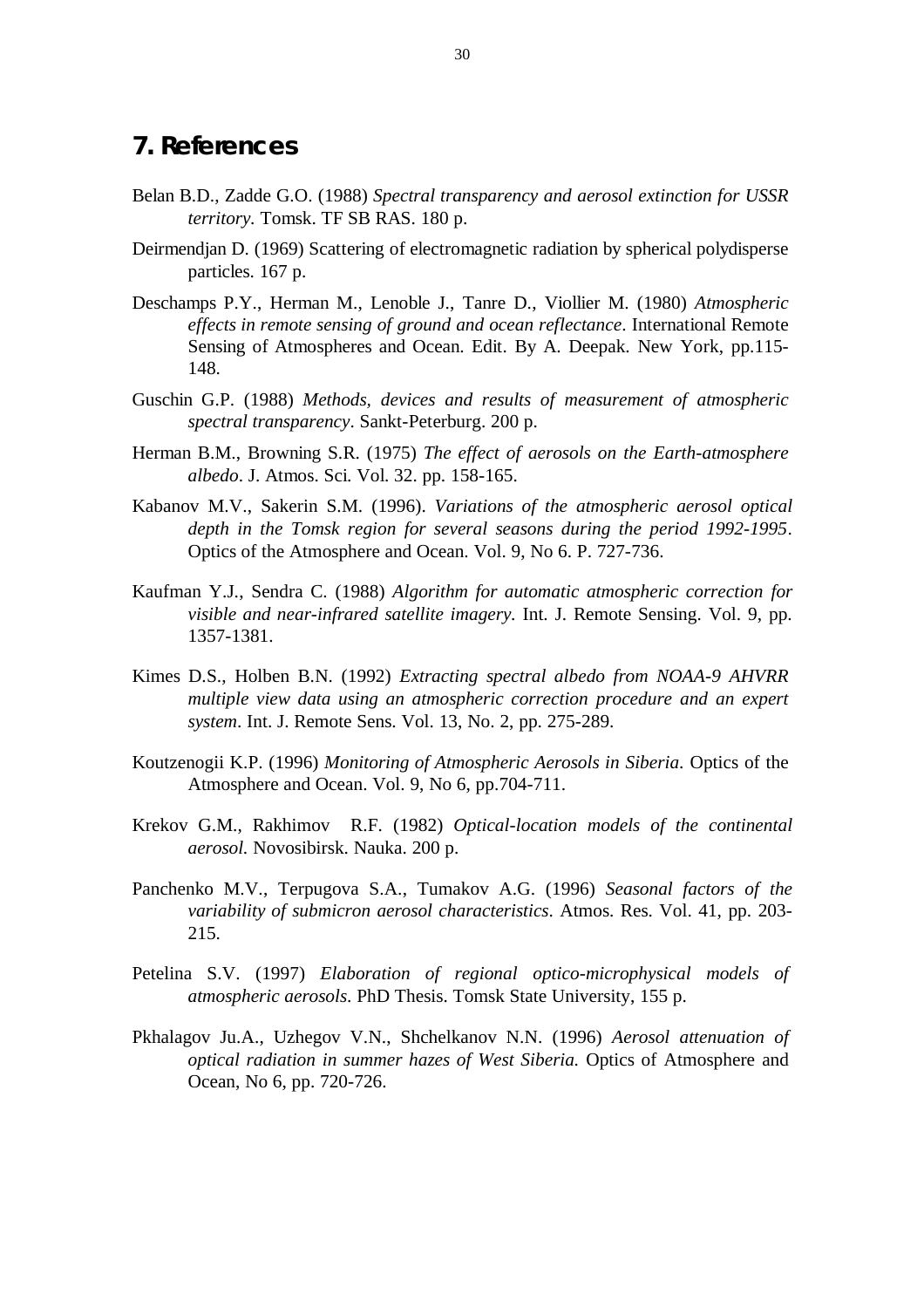## 7. References

Belan B.D., Zadde G.O. (1988) *Spectral transparency and aerosol extinction for USSR territory*. Tomsk. TF SB RAS. 180 p.

Deirmendjan D. (1969) Scattering of electromagnetic radiation by spherical polydisperse particles. 167 p.

Deschamps P.Y., Herman M., Lenoble J., Tanre D., Viollier M. (1980) *Atmospheric effects in remote sensing of ground and ocean reflectance*. International Remote Sensing of Atmospheres and Ocean. Edit. By A. Deepak. New York, pp.115-148.

Guschin G.P. (1988) *Methods, devices and results of measurement of atmospheric spectral transparency*. Sankt-Peterburg. 200 p.

Herman B.M., Browning S.R. (1975) *The effect of aerosols on the Earth-atmosphere albedo*. J. Atmos. Sci. Vol. 32. pp. 158-165.

Kabanov M.V., Sakerin S.M. (1996). *Variations of the atmospheric aerosol optical depth in the Tomsk region for several seasons during the period 1992-1995*. Optics of the Atmosphere and Ocean. Vol. 9, No 6. P. 727-736.

Kaufman Y.J., Sendra C. (1988) *Algorithm for automatic atmospheric correction for visible and near-infrared satellite imagery.* Int. J. Remote Sensing. Vol. 9, pp. 1357-1381.

Kimes D.S., Holben B.N. (1992) *Extracting spectral albedo from NOAA-9 AHVRR multiple view data using an atmospheric correction procedure and an expert system*. Int. J. Remote Sens. Vol. 13, No. 2, pp. 275-289.

Koutzenogii K.P. (1996) *Monitoring of Atmospheric Aerosols in Siberia.* Optics of the Atmosphere and Ocean. Vol. 9, No 6, pp.704-711.

Krekov G.M., Rakhimov R.F. (1982) *Optical-location models of the continental aerosol.* Novosibirsk. Nauka. 200 p.

Panchenko M.V., Terpugova S.A., Tumakov A.G. (1996) *Seasonal factors of the variability of submicron aerosol characteristics*. Atmos. Res. Vol. 41, pp. 203-215.

Petelina S.V. (1997) *Elaboration of regional optico-microphysical models of atmospheric aerosols*. PhD Thesis. Tomsk State University, 155 p.

Pkhalagov Ju.A., Uzhegov V.N., Shchelkanov N.N. (1996) *Aerosol attenuation of optical radiation in summer hazes of West Siberia.* Optics of Atmosphere and Ocean, No 6, pp. 720-726.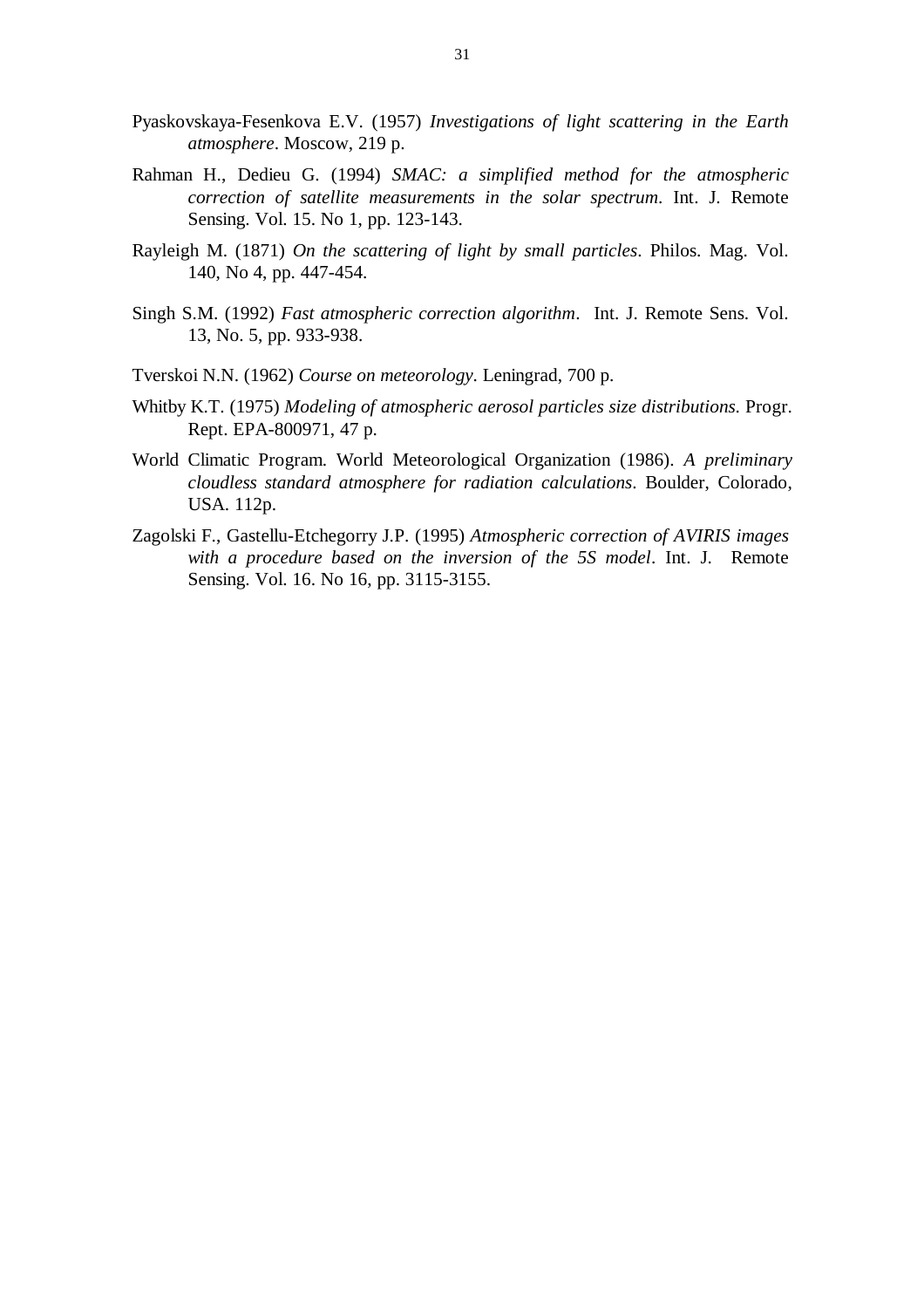Pyaskovskaya-Fesenkova E.V. (1957) *Investigations of light scattering in the Earth atmosphere*. Moscow, 219 p.

Rahman H., Dedieu G. (1994) *SMAC: a simplified method for the atmospheric correction of satellite measurements in the solar spectrum*. Int. J. Remote Sensing. Vol. 15. No 1, pp. 123-143.

Rayleigh M. (1871) *On the scattering of light by small particles*. Philos. Mag. Vol. 140, No 4, pp. 447-454.

Singh S.M. (1992) *Fast atmospheric correction algorithm*. Int. J. Remote Sens. Vol. 13, No. 5, pp. 933-938.

Tverskoi N.N. (1962) *Course on meteorology*. Leningrad, 700 p.

Whitby K.T. (1975) *Modeling of atmospheric aerosol particles size distributions*. Progr. Rept. EPA-800971, 47 p.

World Climatic Program. World Meteorological Organization (1986). *A preliminary cloudless standard atmosphere for radiation calculations*. Boulder, Colorado, USA. 112p.

Zagolski F., Gastellu-Etchegorry J.P. (1995) *Atmospheric correction of AVIRIS images with a procedure based on the inversion of the 5S model*. Int. J. Remote Sensing. Vol. 16. No 16, pp. 3115-3155.